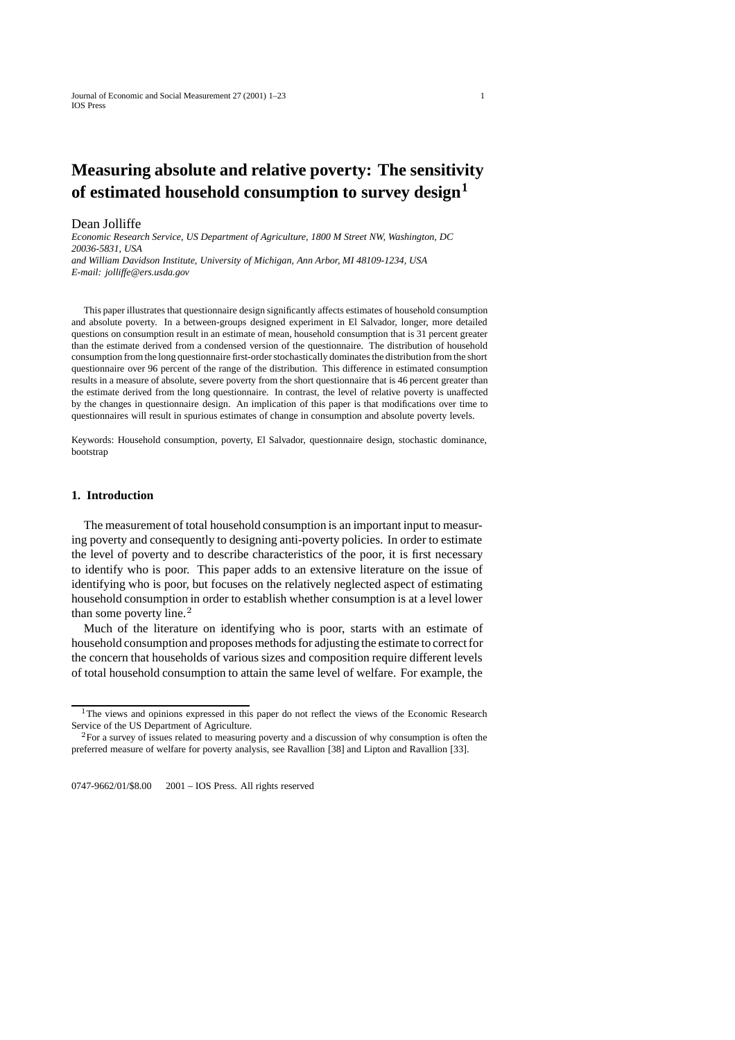# Measuring absolute and relative poverty: The sensitivity of estimated household consumption to survey design[1]

Dean Jolliffe

*Economic Research Service, US Department of Agriculture, 1800 M Street NW, Washington, DC 20036-5831, USA*
*and William Davidson Institute, University of Michigan, Ann Arbor, MI 48109-1234, USA*
*E-mail: jolliffe@ers.usda.gov*

This paper illustrates that questionnaire design significantly affects estimates of household consumption and absolute poverty. In a between-groups designed experiment in El Salvador, longer, more detailed questions on consumption result in an estimate of mean, household consumption that is 31 percent greater than the estimate derived from a condensed version of the questionnaire. The distribution of household consumption from the long questionnaire first-order stochastically dominates the distribution from the short questionnaire over 96 percent of the range of the distribution. This difference in estimated consumption results in a measure of absolute, severe poverty from the short questionnaire that is 46 percent greater than the estimate derived from the long questionnaire. In contrast, the level of relative poverty is unaffected by the changes in questionnaire design. An implication of this paper is that modifications over time to questionnaires will result in spurious estimates of change in consumption and absolute poverty levels.

Keywords: Household consumption, poverty, El Salvador, questionnaire design, stochastic dominance, bootstrap

## 1. Introduction

The measurement of total household consumption is an important input to measuring poverty and consequently to designing anti-poverty policies. In order to estimate the level of poverty and to describe characteristics of the poor, it is first necessary to identify who is poor. This paper adds to an extensive literature on the issue of identifying who is poor, but focuses on the relatively neglected aspect of estimating household consumption in order to establish whether consumption is at a level lower than some poverty line.[2]

Much of the literature on identifying who is poor, starts with an estimate of household consumption and proposes methods for adjusting the estimate to correct for the concern that households of various sizes and composition require different levels of total household consumption to attain the same level of welfare. For example, the

---

[1] The views and opinions expressed in this paper do not reflect the views of the Economic Research Service of the US Department of Agriculture.

[2] For a survey of issues related to measuring poverty and a discussion of why consumption is often the preferred measure of welfare for poverty analysis, see Ravallion [38] and Lipton and Ravallion [33].

0747-9662/01/$8.00 2001 – IOS Press. All rights reserved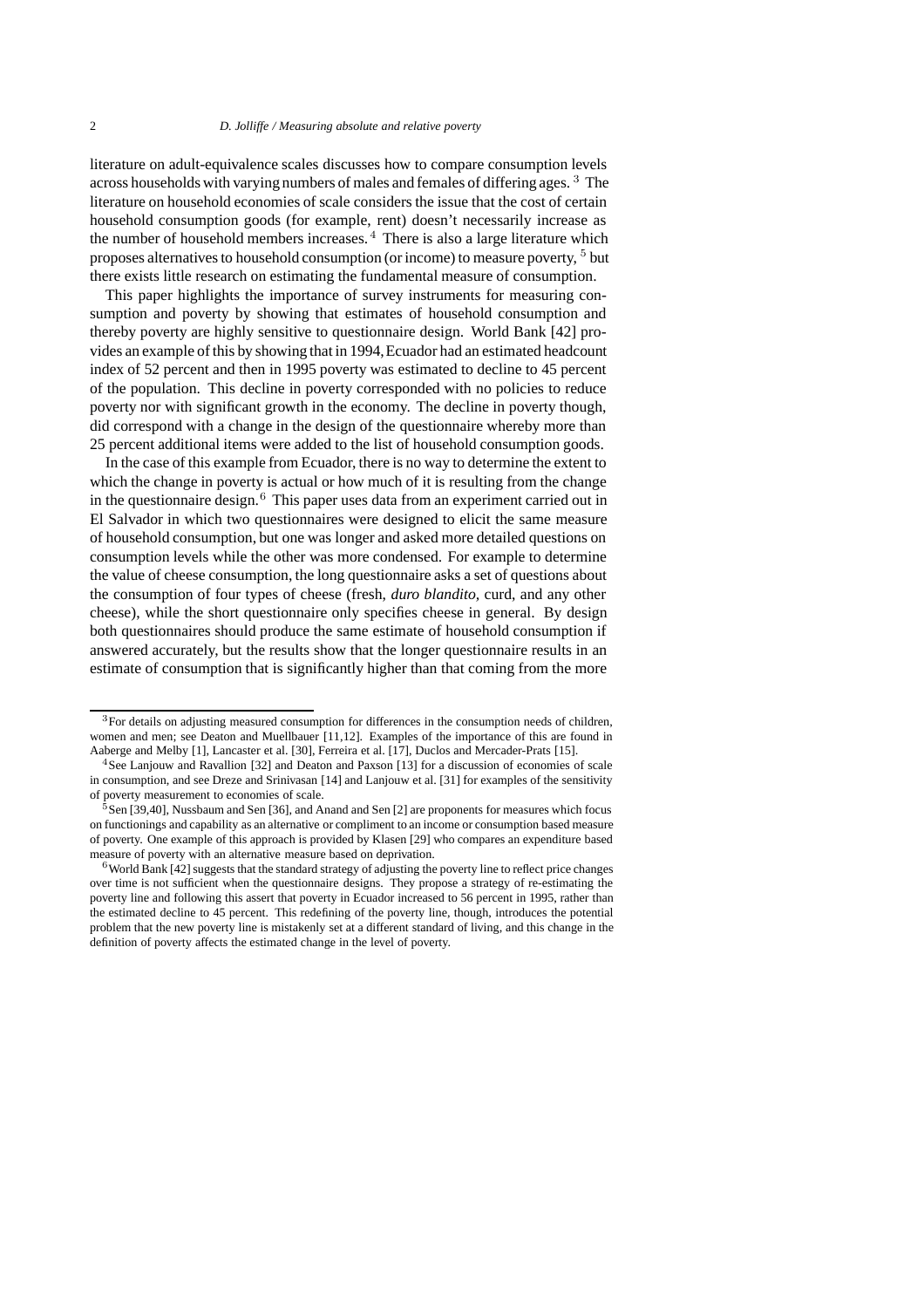literature on adult-equivalence scales discusses how to compare consumption levels across households with varying numbers of males and females of differing ages. [3] The literature on household economies of scale considers the issue that the cost of certain household consumption goods (for example, rent) doesn't necessarily increase as the number of household members increases. [4] There is also a large literature which proposes alternatives to household consumption (or income) to measure poverty, [5] but there exists little research on estimating the fundamental measure of consumption.

This paper highlights the importance of survey instruments for measuring consumption and poverty by showing that estimates of household consumption and thereby poverty are highly sensitive to questionnaire design. World Bank [42] provides an example of this by showing that in 1994, Ecuador had an estimated headcount index of 52 percent and then in 1995 poverty was estimated to decline to 45 percent of the population. This decline in poverty corresponded with no policies to reduce poverty nor with significant growth in the economy. The decline in poverty though, did correspond with a change in the design of the questionnaire whereby more than 25 percent additional items were added to the list of household consumption goods.

In the case of this example from Ecuador, there is no way to determine the extent to which the change in poverty is actual or how much of it is resulting from the change in the questionnaire design.[6] This paper uses data from an experiment carried out in El Salvador in which two questionnaires were designed to elicit the same measure of household consumption, but one was longer and asked more detailed questions on consumption levels while the other was more condensed. For example to determine the value of cheese consumption, the long questionnaire asks a set of questions about the consumption of four types of cheese (fresh, *duro blandito*, curd, and any other cheese), while the short questionnaire only specifies cheese in general. By design both questionnaires should produce the same estimate of household consumption if answered accurately, but the results show that the longer questionnaire results in an estimate of consumption that is significantly higher than that coming from the more

---

[3] For details on adjusting measured consumption for differences in the consumption needs of children, women and men; see Deaton and Muellbauer [11,12]. Examples of the importance of this are found in Aaberge and Melby [1], Lancaster et al. [30], Ferreira et al. [17], Duclos and Mercader-Prats [15].

[4] See Lanjouw and Ravallion [32] and Deaton and Paxson [13] for a discussion of economies of scale in consumption, and see Dreze and Srinivasan [14] and Lanjouw et al. [31] for examples of the sensitivity of poverty measurement to economies of scale.

[5] Sen [39,40], Nussbaum and Sen [36], and Anand and Sen [2] are proponents for measures which focus on functionings and capability as an alternative or compliment to an income or consumption based measure of poverty. One example of this approach is provided by Klasen [29] who compares an expenditure based measure of poverty with an alternative measure based on deprivation.

[6] World Bank [42] suggests that the standard strategy of adjusting the poverty line to reflect price changes over time is not sufficient when the questionnaire designs. They propose a strategy of re-estimating the poverty line and following this assert that poverty in Ecuador increased to 56 percent in 1995, rather than the estimated decline to 45 percent. This redefining of the poverty line, though, introduces the potential problem that the new poverty line is mistakenly set at a different standard of living, and this change in the definition of poverty affects the estimated change in the level of poverty.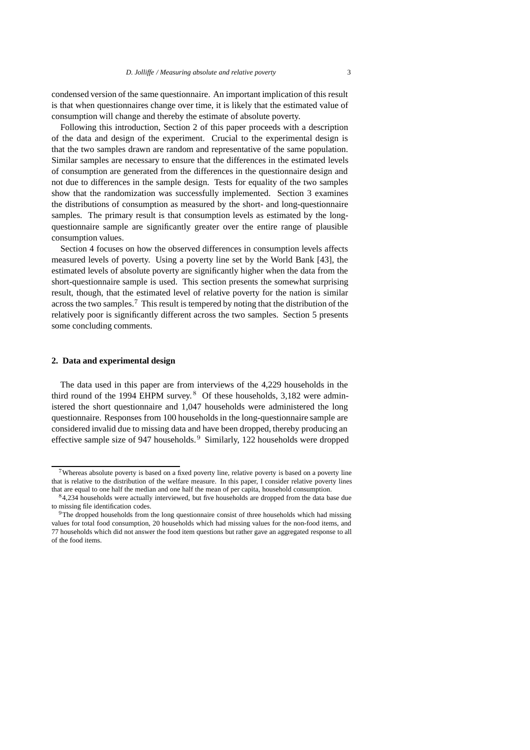condensed version of the same questionnaire. An important implication of this result is that when questionnaires change over time, it is likely that the estimated value of consumption will change and thereby the estimate of absolute poverty.

Following this introduction, Section 2 of this paper proceeds with a description of the data and design of the experiment. Crucial to the experimental design is that the two samples drawn are random and representative of the same population. Similar samples are necessary to ensure that the differences in the estimated levels of consumption are generated from the differences in the questionnaire design and not due to differences in the sample design. Tests for equality of the two samples show that the randomization was successfully implemented. Section 3 examines the distributions of consumption as measured by the short- and long-questionnaire samples. The primary result is that consumption levels as estimated by the long-questionnaire sample are significantly greater over the entire range of plausible consumption values.

Section 4 focuses on how the observed differences in consumption levels affects measured levels of poverty. Using a poverty line set by the World Bank [43], the estimated levels of absolute poverty are significantly higher when the data from the short-questionnaire sample is used. This section presents the somewhat surprising result, though, that the estimated level of relative poverty for the nation is similar across the two samples.[7] This result is tempered by noting that the distribution of the relatively poor is significantly different across the two samples. Section 5 presents some concluding comments.

## 2. Data and experimental design

The data used in this paper are from interviews of the 4,229 households in the third round of the 1994 EHPM survey.[8] Of these households, 3,182 were administered the short questionnaire and 1,047 households were administered the long questionnaire. Responses from 100 households in the long-questionnaire sample are considered invalid due to missing data and have been dropped, thereby producing an effective sample size of 947 households.[9] Similarly, 122 households were dropped

---

[7] Whereas absolute poverty is based on a fixed poverty line, relative poverty is based on a poverty line that is relative to the distribution of the welfare measure. In this paper, I consider relative poverty lines that are equal to one half the median and one half the mean of per capita, household consumption.

[8] 4,234 households were actually interviewed, but five households are dropped from the data base due to missing file identification codes.

[9] The dropped households from the long questionnaire consist of three households which had missing values for total food consumption, 20 households which had missing values for the non-food items, and 77 households which did not answer the food item questions but rather gave an aggregated response to all of the food items.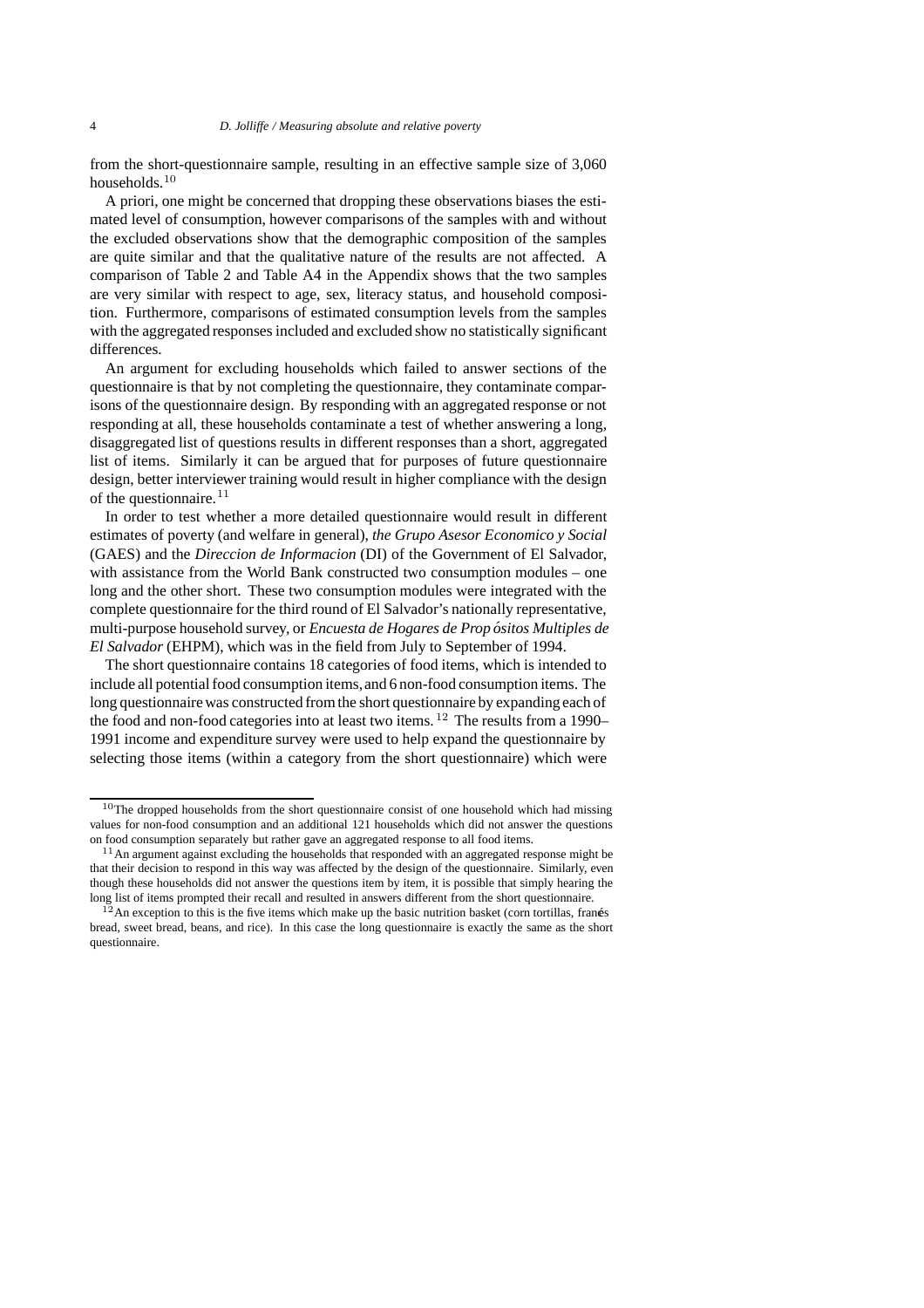from the short-questionnaire sample, resulting in an effective sample size of 3,060 households.[10]

A priori, one might be concerned that dropping these observations biases the estimated level of consumption, however comparisons of the samples with and without the excluded observations show that the demographic composition of the samples are quite similar and that the qualitative nature of the results are not affected. A comparison of Table 2 and Table A4 in the Appendix shows that the two samples are very similar with respect to age, sex, literacy status, and household composition. Furthermore, comparisons of estimated consumption levels from the samples with the aggregated responses included and excluded show no statistically significant differences.

An argument for excluding households which failed to answer sections of the questionnaire is that by not completing the questionnaire, they contaminate comparisons of the questionnaire design. By responding with an aggregated response or not responding at all, these households contaminate a test of whether answering a long, disaggregated list of questions results in different responses than a short, aggregated list of items. Similarly it can be argued that for purposes of future questionnaire design, better interviewer training would result in higher compliance with the design of the questionnaire.[11]

In order to test whether a more detailed questionnaire would result in different estimates of poverty (and welfare in general), *the Grupo Asesor Economico y Social* (GAES) and the *Direccion de Informacion* (DI) of the Government of El Salvador, with assistance from the World Bank constructed two consumption modules – one long and the other short. These two consumption modules were integrated with the complete questionnaire for the third round of El Salvador's nationally representative, multi-purpose household survey, or *Encuesta de Hogares de Propósitos Multiples de El Salvador* (EHPM), which was in the field from July to September of 1994.

The short questionnaire contains 18 categories of food items, which is intended to include all potential food consumption items, and 6 non-food consumption items. The long questionnaire was constructed from the short questionnaire by expanding each of the food and non-food categories into at least two items.[12] The results from a 1990–1991 income and expenditure survey were used to help expand the questionnaire by selecting those items (within a category from the short questionnaire) which were

---

[10] The dropped households from the short questionnaire consist of one household which had missing values for non-food consumption and an additional 121 households which did not answer the questions on food consumption separately but rather gave an aggregated response to all food items.

[11] An argument against excluding the households that responded with an aggregated response might be that their decision to respond in this way was affected by the design of the questionnaire. Similarly, even though these households did not answer the questions item by item, it is possible that simply hearing the long list of items prompted their recall and resulted in answers different from the short questionnaire.

[12] An exception to this is the five items which make up the basic nutrition basket (corn tortillas, francés bread, sweet bread, beans, and rice). In this case the long questionnaire is exactly the same as the short questionnaire.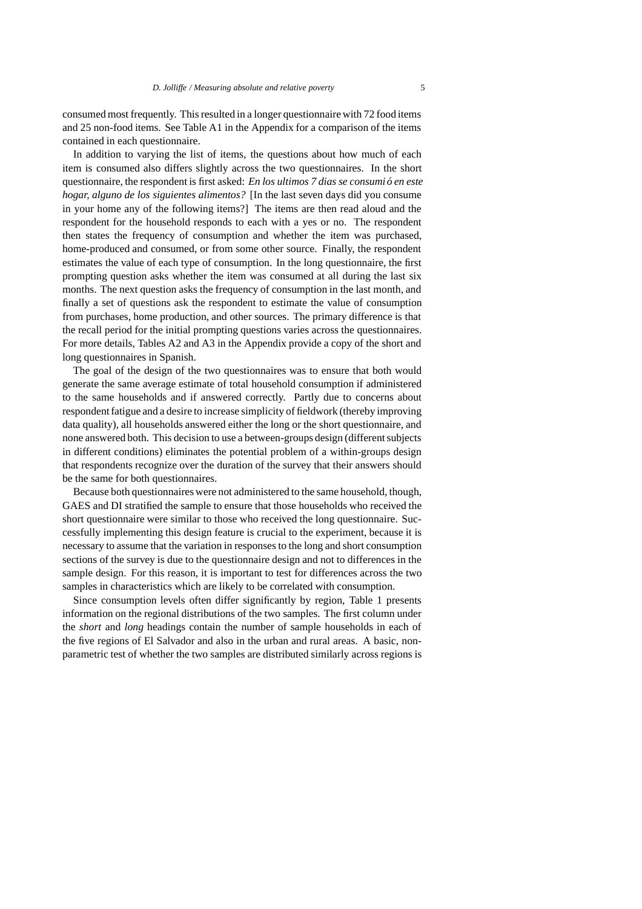consumed most frequently. This resulted in a longer questionnaire with 72 food items and 25 non-food items. See Table A1 in the Appendix for a comparison of the items contained in each questionnaire.

In addition to varying the list of items, the questions about how much of each item is consumed also differs slightly across the two questionnaires. In the short questionnaire, the respondent is first asked: *En los ultimos 7 dias se consumió en este hogar, alguno de los siguientes alimentos?* [In the last seven days did you consume in your home any of the following items?] The items are then read aloud and the respondent for the household responds to each with a yes or no. The respondent then states the frequency of consumption and whether the item was purchased, home-produced and consumed, or from some other source. Finally, the respondent estimates the value of each type of consumption. In the long questionnaire, the first prompting question asks whether the item was consumed at all during the last six months. The next question asks the frequency of consumption in the last month, and finally a set of questions ask the respondent to estimate the value of consumption from purchases, home production, and other sources. The primary difference is that the recall period for the initial prompting questions varies across the questionnaires. For more details, Tables A2 and A3 in the Appendix provide a copy of the short and long questionnaires in Spanish.

The goal of the design of the two questionnaires was to ensure that both would generate the same average estimate of total household consumption if administered to the same households and if answered correctly. Partly due to concerns about respondent fatigue and a desire to increase simplicity of fieldwork (thereby improving data quality), all households answered either the long or the short questionnaire, and none answered both. This decision to use a between-groups design (different subjects in different conditions) eliminates the potential problem of a within-groups design that respondents recognize over the duration of the survey that their answers should be the same for both questionnaires.

Because both questionnaires were not administered to the same household, though, GAES and DI stratified the sample to ensure that those households who received the short questionnaire were similar to those who received the long questionnaire. Successfully implementing this design feature is crucial to the experiment, because it is necessary to assume that the variation in responses to the long and short consumption sections of the survey is due to the questionnaire design and not to differences in the sample design. For this reason, it is important to test for differences across the two samples in characteristics which are likely to be correlated with consumption.

Since consumption levels often differ significantly by region, Table 1 presents information on the regional distributions of the two samples. The first column under the *short* and *long* headings contain the number of sample households in each of the five regions of El Salvador and also in the urban and rural areas. A basic, non-parametric test of whether the two samples are distributed similarly across regions is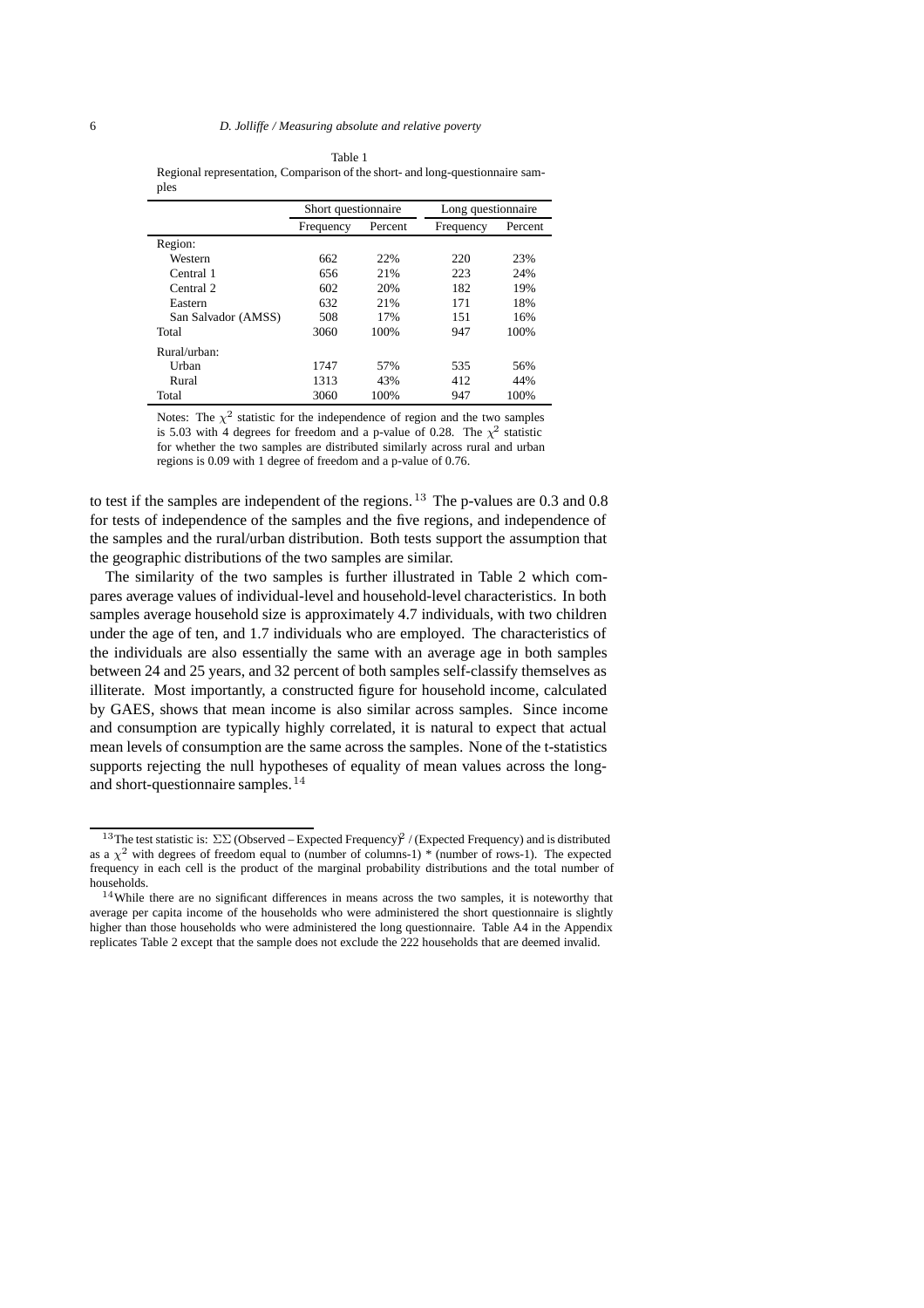Table 1
Regional representation, Comparison of the short- and long-questionnaire samples

| | Short questionnaire | | Long questionnaire | |
|---|---|---|---|---|
| | Frequency | Percent | Frequency | Percent |
| Region: | | | | |
| Western | 662 | 22% | 220 | 23% |
| Central 1 | 656 | 21% | 223 | 24% |
| Central 2 | 602 | 20% | 182 | 19% |
| Eastern | 632 | 21% | 171 | 18% |
| San Salvador (AMSS) | 508 | 17% | 151 | 16% |
| Total | 3060 | 100% | 947 | 100% |
| Rural/urban: | | | | |
| Urban | 1747 | 57% | 535 | 56% |
| Rural | 1313 | 43% | 412 | 44% |
| Total | 3060 | 100% | 947 | 100% |

Notes: The $\chi^2$ statistic for the independence of region and the two samples is 5.03 with 4 degrees for freedom and a p-value of 0.28. The $\chi^2$ statistic for whether the two samples are distributed similarly across rural and urban regions is 0.09 with 1 degree of freedom and a p-value of 0.76.

to test if the samples are independent of the regions.[13] The p-values are 0.3 and 0.8 for tests of independence of the samples and the five regions, and independence of the samples and the rural/urban distribution. Both tests support the assumption that the geographic distributions of the two samples are similar.

The similarity of the two samples is further illustrated in Table 2 which compares average values of individual-level and household-level characteristics. In both samples average household size is approximately 4.7 individuals, with two children under the age of ten, and 1.7 individuals who are employed. The characteristics of the individuals are also essentially the same with an average age in both samples between 24 and 25 years, and 32 percent of both samples self-classify themselves as illiterate. Most importantly, a constructed figure for household income, calculated by GAES, shows that mean income is also similar across samples. Since income and consumption are typically highly correlated, it is natural to expect that actual mean levels of consumption are the same across the samples. None of the t-statistics supports rejecting the null hypotheses of equality of mean values across the long- and short-questionnaire samples.[14]

[13] The test statistic is: $\Sigma\Sigma$ (Observed – Expected Frequency)$^2$ / (Expected Frequency) and is distributed as a $\chi^2$ with degrees of freedom equal to (number of columns-1) * (number of rows-1). The expected frequency in each cell is the product of the marginal probability distributions and the total number of households.

[14] While there are no significant differences in means across the two samples, it is noteworthy that average per capita income of the households who were administered the short questionnaire is slightly higher than those households who were administered the long questionnaire. Table A4 in the Appendix replicates Table 2 except that the sample does not exclude the 222 households that are deemed invalid.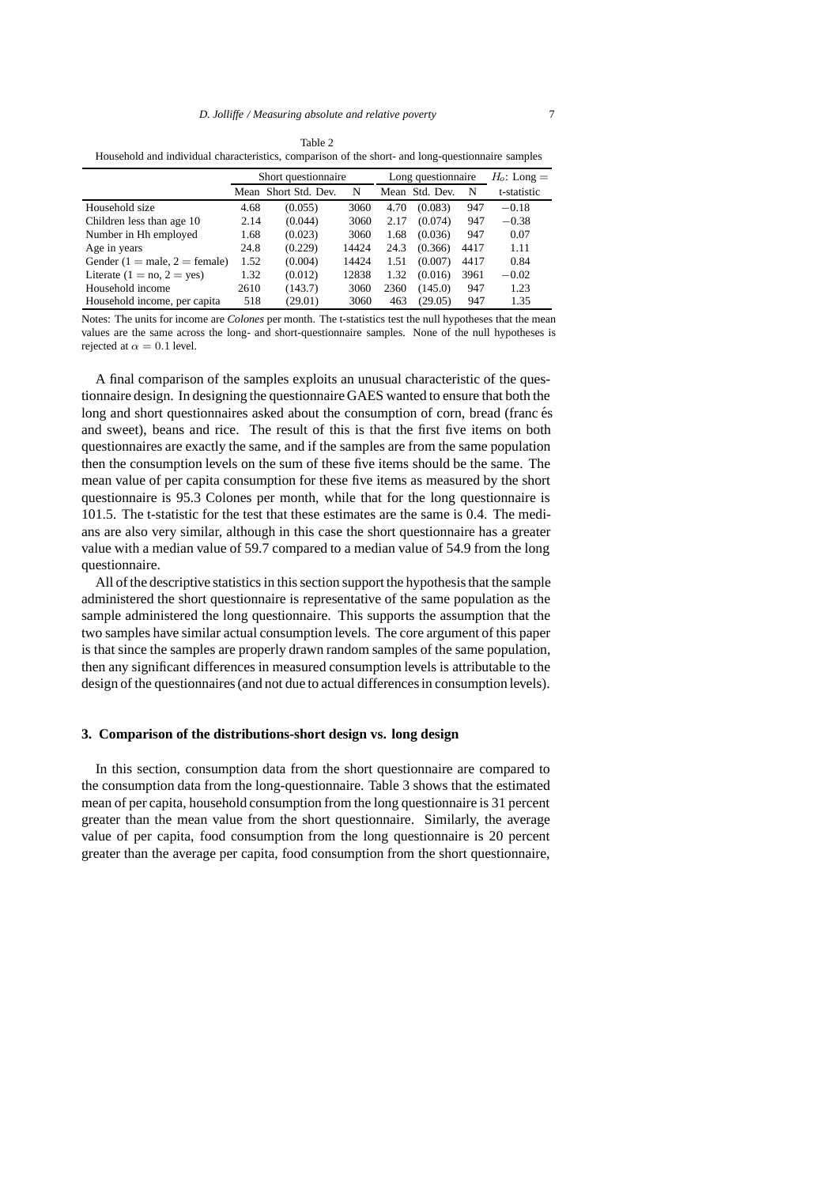Table 2
Household and individual characteristics, comparison of the short- and long-questionnaire samples

| | Short questionnaire | | | Long questionnaire | | | $H_o$: Long = |
|---|---|---|---|---|---|---|---|
| | Mean | Short Std. Dev. | N | Mean | Std. Dev. | N | t-statistic |
| Household size | 4.68 | (0.055) | 3060 | 4.70 | (0.083) | 947 | −0.18 |
| Children less than age 10 | 2.14 | (0.044) | 3060 | 2.17 | (0.074) | 947 | −0.38 |
| Number in Hh employed | 1.68 | (0.023) | 3060 | 1.68 | (0.036) | 947 | 0.07 |
| Age in years | 24.8 | (0.229) | 14424 | 24.3 | (0.366) | 4417 | 1.11 |
| Gender (1 = male, 2 = female) | 1.52 | (0.004) | 14424 | 1.51 | (0.007) | 4417 | 0.84 |
| Literate (1 = no, 2 = yes) | 1.32 | (0.012) | 12838 | 1.32 | (0.016) | 3961 | −0.02 |
| Household income | 2610 | (143.7) | 3060 | 2360 | (145.0) | 947 | 1.23 |
| Household income, per capita | 518 | (29.01) | 3060 | 463 | (29.05) | 947 | 1.35 |

Notes: The units for income are *Colones* per month. The t-statistics test the null hypotheses that the mean values are the same across the long- and short-questionnaire samples. None of the null hypotheses is rejected at $\alpha = 0.1$ level.

A final comparison of the samples exploits an unusual characteristic of the questionnaire design. In designing the questionnaire GAES wanted to ensure that both the long and short questionnaires asked about the consumption of corn, bread (francés and sweet), beans and rice. The result of this is that the first five items on both questionnaires are exactly the same, and if the samples are from the same population then the consumption levels on the sum of these five items should be the same. The mean value of per capita consumption for these five items as measured by the short questionnaire is 95.3 Colones per month, while that for the long questionnaire is 101.5. The t-statistic for the test that these estimates are the same is 0.4. The medians are also very similar, although in this case the short questionnaire has a greater value with a median value of 59.7 compared to a median value of 54.9 from the long questionnaire.

All of the descriptive statistics in this section support the hypothesis that the sample administered the short questionnaire is representative of the same population as the sample administered the long questionnaire. This supports the assumption that the two samples have similar actual consumption levels. The core argument of this paper is that since the samples are properly drawn random samples of the same population, then any significant differences in measured consumption levels is attributable to the design of the questionnaires (and not due to actual differences in consumption levels).

### 3. Comparison of the distributions-short design vs. long design

In this section, consumption data from the short questionnaire are compared to the consumption data from the long-questionnaire. Table 3 shows that the estimated mean of per capita, household consumption from the long questionnaire is 31 percent greater than the mean value from the short questionnaire. Similarly, the average value of per capita, food consumption from the long questionnaire is 20 percent greater than the average per capita, food consumption from the short questionnaire,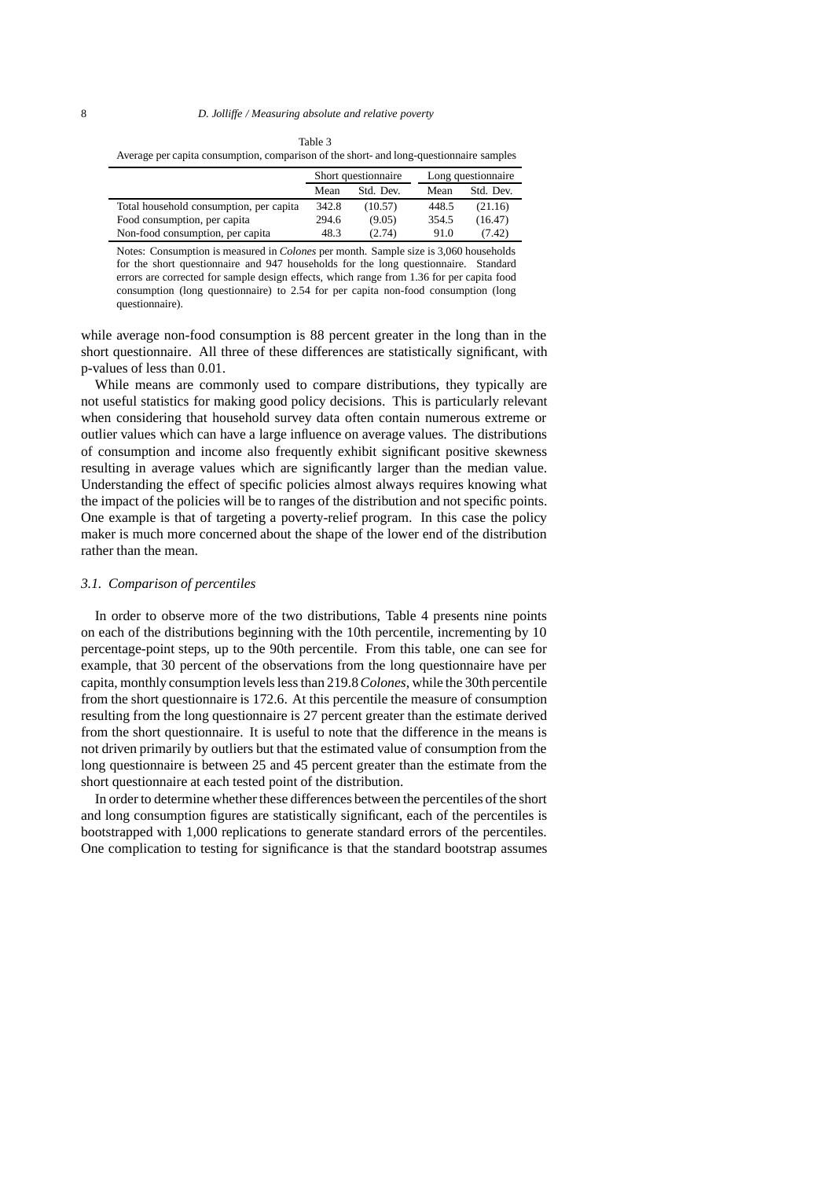Table 3

Average per capita consumption, comparison of the short- and long-questionnaire samples

| | Short questionnaire | | Long questionnaire | |
|---|---|---|---|---|
| | Mean | Std. Dev. | Mean | Std. Dev. |
| Total household consumption, per capita | 342.8 | (10.57) | 448.5 | (21.16) |
| Food consumption, per capita | 294.6 | (9.05) | 354.5 | (16.47) |
| Non-food consumption, per capita | 48.3 | (2.74) | 91.0 | (7.42) |

Notes: Consumption is measured in *Colones* per month. Sample size is 3,060 households for the short questionnaire and 947 households for the long questionnaire. Standard errors are corrected for sample design effects, which range from 1.36 for per capita food consumption (long questionnaire) to 2.54 for per capita non-food consumption (long questionnaire).

while average non-food consumption is 88 percent greater in the long than in the short questionnaire. All three of these differences are statistically significant, with p-values of less than 0.01.

While means are commonly used to compare distributions, they typically are not useful statistics for making good policy decisions. This is particularly relevant when considering that household survey data often contain numerous extreme or outlier values which can have a large influence on average values. The distributions of consumption and income also frequently exhibit significant positive skewness resulting in average values which are significantly larger than the median value. Understanding the effect of specific policies almost always requires knowing what the impact of the policies will be to ranges of the distribution and not specific points. One example is that of targeting a poverty-relief program. In this case the policy maker is much more concerned about the shape of the lower end of the distribution rather than the mean.

### *3.1. Comparison of percentiles*

In order to observe more of the two distributions, Table 4 presents nine points on each of the distributions beginning with the 10th percentile, incrementing by 10 percentage-point steps, up to the 90th percentile. From this table, one can see for example, that 30 percent of the observations from the long questionnaire have per capita, monthly consumption levels less than 219.8 *Colones*, while the 30th percentile from the short questionnaire is 172.6. At this percentile the measure of consumption resulting from the long questionnaire is 27 percent greater than the estimate derived from the short questionnaire. It is useful to note that the difference in the means is not driven primarily by outliers but that the estimated value of consumption from the long questionnaire is between 25 and 45 percent greater than the estimate from the short questionnaire at each tested point of the distribution.

In order to determine whether these differences between the percentiles of the short and long consumption figures are statistically significant, each of the percentiles is bootstrapped with 1,000 replications to generate standard errors of the percentiles. One complication to testing for significance is that the standard bootstrap assumes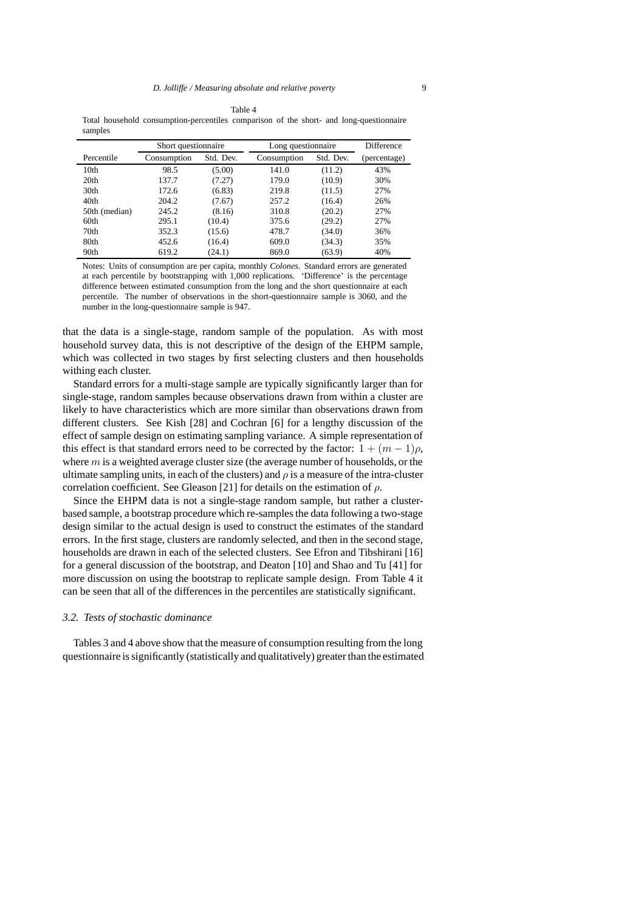Table 4

Total household consumption-percentiles comparison of the short- and long-questionnaire samples

| | Short questionnaire | | Long questionnaire | | Difference |
|---|---|---|---|---|---|
| Percentile | Consumption | Std. Dev. | Consumption | Std. Dev. | (percentage) |
| 10th | 98.5 | (5.00) | 141.0 | (11.2) | 43% |
| 20th | 137.7 | (7.27) | 179.0 | (10.9) | 30% |
| 30th | 172.6 | (6.83) | 219.8 | (11.5) | 27% |
| 40th | 204.2 | (7.67) | 257.2 | (16.4) | 26% |
| 50th (median) | 245.2 | (8.16) | 310.8 | (20.2) | 27% |
| 60th | 295.1 | (10.4) | 375.6 | (29.2) | 27% |
| 70th | 352.3 | (15.6) | 478.7 | (34.0) | 36% |
| 80th | 452.6 | (16.4) | 609.0 | (34.3) | 35% |
| 90th | 619.2 | (24.1) | 869.0 | (63.9) | 40% |

Notes: Units of consumption are per capita, monthly *Colones*. Standard errors are generated at each percentile by bootstrapping with 1,000 replications. 'Difference' is the percentage difference between estimated consumption from the long and the short questionnaire at each percentile. The number of observations in the short-questionnaire sample is 3060, and the number in the long-questionnaire sample is 947.

that the data is a single-stage, random sample of the population. As with most household survey data, this is not descriptive of the design of the EHPM sample, which was collected in two stages by first selecting clusters and then households withing each cluster.

Standard errors for a multi-stage sample are typically significantly larger than for single-stage, random samples because observations drawn from within a cluster are likely to have characteristics which are more similar than observations drawn from different clusters. See Kish [28] and Cochran [6] for a lengthy discussion of the effect of sample design on estimating sampling variance. A simple representation of this effect is that standard errors need to be corrected by the factor: $1 + (m - 1)\rho$, where $m$ is a weighted average cluster size (the average number of households, or the ultimate sampling units, in each of the clusters) and $\rho$ is a measure of the intra-cluster correlation coefficient. See Gleason [21] for details on the estimation of $\rho$.

Since the EHPM data is not a single-stage random sample, but rather a cluster-based sample, a bootstrap procedure which re-samples the data following a two-stage design similar to the actual design is used to construct the estimates of the standard errors. In the first stage, clusters are randomly selected, and then in the second stage, households are drawn in each of the selected clusters. See Efron and Tibshirani [16] for a general discussion of the bootstrap, and Deaton [10] and Shao and Tu [41] for more discussion on using the bootstrap to replicate sample design. From Table 4 it can be seen that all of the differences in the percentiles are statistically significant.

### *3.2. Tests of stochastic dominance*

Tables 3 and 4 above show that the measure of consumption resulting from the long questionnaire is significantly (statistically and qualitatively) greater than the estimated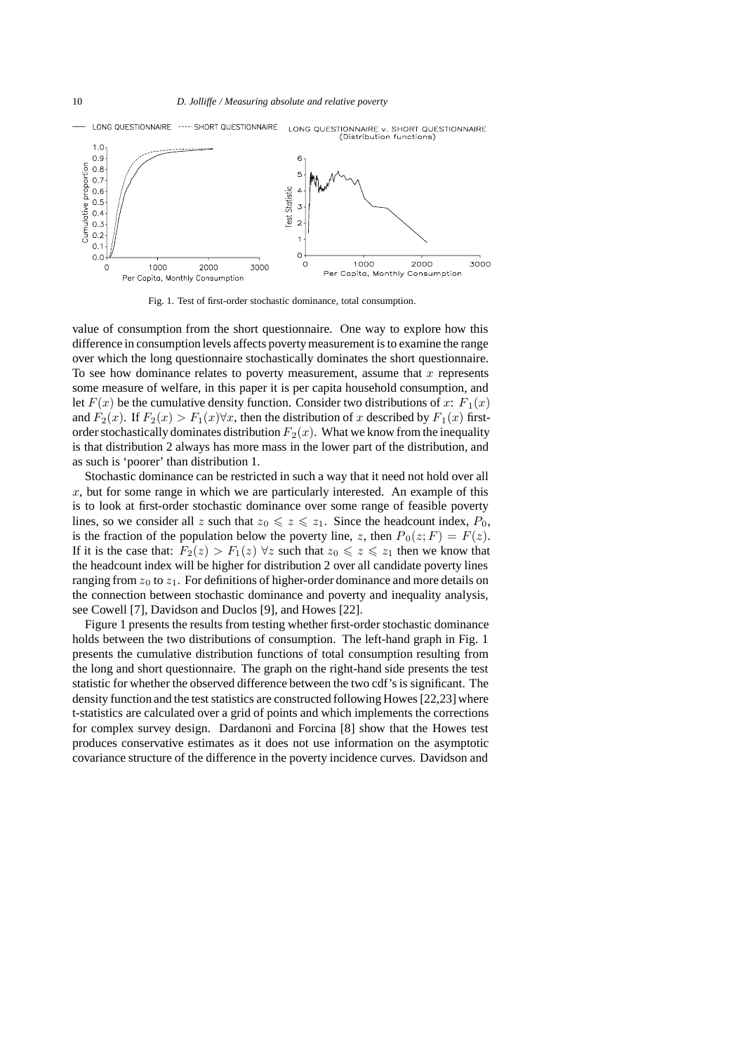Fig. 1. Test of first-order stochastic dominance, total consumption.

value of consumption from the short questionnaire. One way to explore how this difference in consumption levels affects poverty measurement is to examine the range over which the long questionnaire stochastically dominates the short questionnaire. To see how dominance relates to poverty measurement, assume that $x$ represents some measure of welfare, in this paper it is per capita household consumption, and let $F(x)$ be the cumulative density function. Consider two distributions of $x$: $F_1(x)$ and $F_2(x)$. If $F_2(x) > F_1(x)\forall x$, then the distribution of $x$ described by $F_1(x)$ first-order stochastically dominates distribution $F_2(x)$. What we know from the inequality is that distribution 2 always has more mass in the lower part of the distribution, and as such is 'poorer' than distribution 1.

Stochastic dominance can be restricted in such a way that it need not hold over all $x$, but for some range in which we are particularly interested. An example of this is to look at first-order stochastic dominance over some range of feasible poverty lines, so we consider all $z$ such that $z_0 \leqslant z \leqslant z_1$. Since the headcount index, $P_0$, is the fraction of the population below the poverty line, $z$, then $P_0(z; F) = F(z)$. If it is the case that: $F_2(z) > F_1(z)\ \forall z$ such that $z_0 \leqslant z \leqslant z_1$ then we know that the headcount index will be higher for distribution 2 over all candidate poverty lines ranging from $z_0$ to $z_1$. For definitions of higher-order dominance and more details on the connection between stochastic dominance and poverty and inequality analysis, see Cowell [7], Davidson and Duclos [9], and Howes [22].

Figure 1 presents the results from testing whether first-order stochastic dominance holds between the two distributions of consumption. The left-hand graph in Fig. 1 presents the cumulative distribution functions of total consumption resulting from the long and short questionnaire. The graph on the right-hand side presents the test statistic for whether the observed difference between the two cdf's is significant. The density function and the test statistics are constructed following Howes [22,23] where t-statistics are calculated over a grid of points and which implements the corrections for complex survey design. Dardanoni and Forcina [8] show that the Howes test produces conservative estimates as it does not use information on the asymptotic covariance structure of the difference in the poverty incidence curves. Davidson and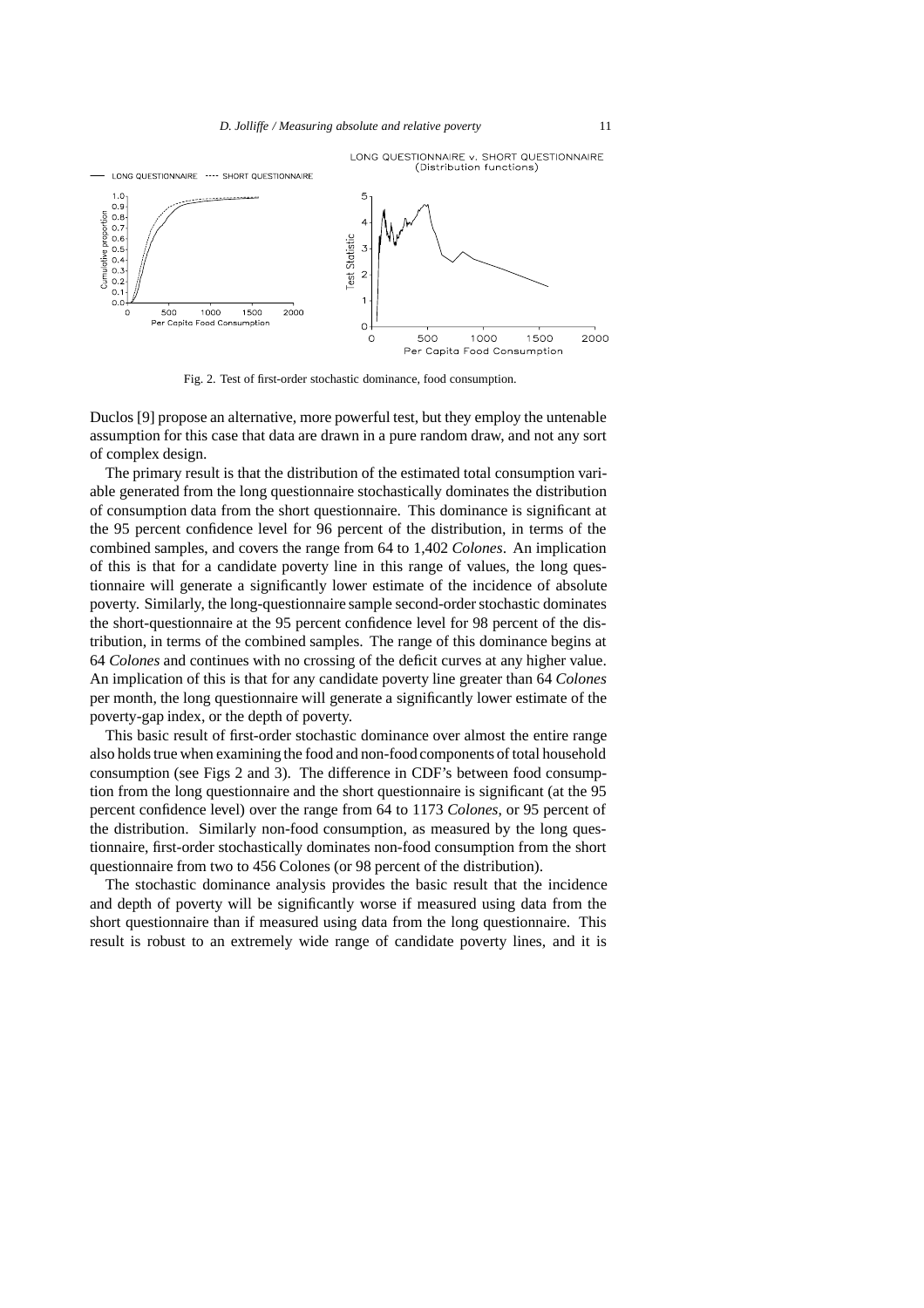Fig. 2. Test of first-order stochastic dominance, food consumption.

Duclos [9] propose an alternative, more powerful test, but they employ the untenable assumption for this case that data are drawn in a pure random draw, and not any sort of complex design.

The primary result is that the distribution of the estimated total consumption variable generated from the long questionnaire stochastically dominates the distribution of consumption data from the short questionnaire. This dominance is significant at the 95 percent confidence level for 96 percent of the distribution, in terms of the combined samples, and covers the range from 64 to 1,402 *Colones*. An implication of this is that for a candidate poverty line in this range of values, the long questionnaire will generate a significantly lower estimate of the incidence of absolute poverty. Similarly, the long-questionnaire sample second-order stochastic dominates the short-questionnaire at the 95 percent confidence level for 98 percent of the distribution, in terms of the combined samples. The range of this dominance begins at 64 *Colones* and continues with no crossing of the deficit curves at any higher value. An implication of this is that for any candidate poverty line greater than 64 *Colones* per month, the long questionnaire will generate a significantly lower estimate of the poverty-gap index, or the depth of poverty.

This basic result of first-order stochastic dominance over almost the entire range also holds true when examining the food and non-food components of total household consumption (see Figs 2 and 3). The difference in CDF's between food consumption from the long questionnaire and the short questionnaire is significant (at the 95 percent confidence level) over the range from 64 to 1173 *Colones*, or 95 percent of the distribution. Similarly non-food consumption, as measured by the long questionnaire, first-order stochastically dominates non-food consumption from the short questionnaire from two to 456 Colones (or 98 percent of the distribution).

The stochastic dominance analysis provides the basic result that the incidence and depth of poverty will be significantly worse if measured using data from the short questionnaire than if measured using data from the long questionnaire. This result is robust to an extremely wide range of candidate poverty lines, and it is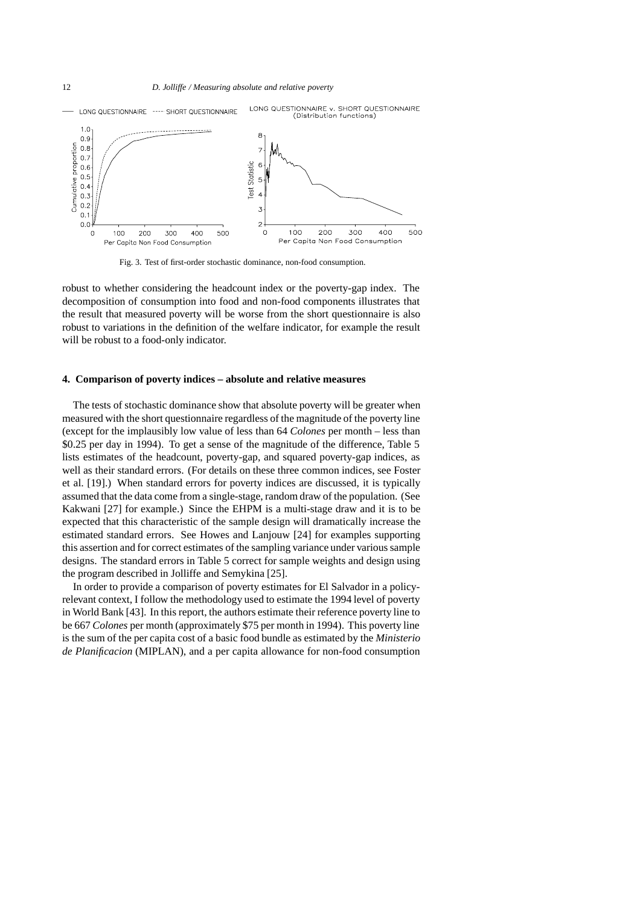Fig. 3. Test of first-order stochastic dominance, non-food consumption.

robust to whether considering the headcount index or the poverty-gap index. The decomposition of consumption into food and non-food components illustrates that the result that measured poverty will be worse from the short questionnaire is also robust to variations in the definition of the welfare indicator, for example the result will be robust to a food-only indicator.

## 4. Comparison of poverty indices – absolute and relative measures

The tests of stochastic dominance show that absolute poverty will be greater when measured with the short questionnaire regardless of the magnitude of the poverty line (except for the implausibly low value of less than 64 *Colones* per month – less than \$0.25 per day in 1994). To get a sense of the magnitude of the difference, Table 5 lists estimates of the headcount, poverty-gap, and squared poverty-gap indices, as well as their standard errors. (For details on these three common indices, see Foster et al. [19].) When standard errors for poverty indices are discussed, it is typically assumed that the data come from a single-stage, random draw of the population. (See Kakwani [27] for example.) Since the EHPM is a multi-stage draw and it is to be expected that this characteristic of the sample design will dramatically increase the estimated standard errors. See Howes and Lanjouw [24] for examples supporting this assertion and for correct estimates of the sampling variance under various sample designs. The standard errors in Table 5 correct for sample weights and design using the program described in Jolliffe and Semykina [25].

In order to provide a comparison of poverty estimates for El Salvador in a policy-relevant context, I follow the methodology used to estimate the 1994 level of poverty in World Bank [43]. In this report, the authors estimate their reference poverty line to be 667 *Colones* per month (approximately \$75 per month in 1994). This poverty line is the sum of the per capita cost of a basic food bundle as estimated by the *Ministerio de Planificacion* (MIPLAN), and a per capita allowance for non-food consumption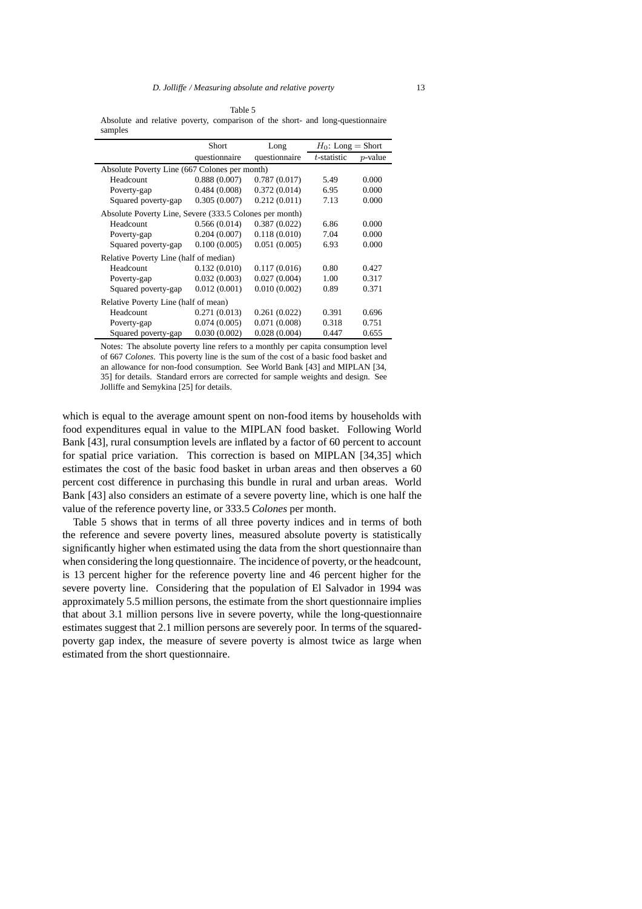Table 5
Absolute and relative poverty, comparison of the short- and long-questionnaire samples

| | Short questionnaire | Long questionnaire | $H_0$: Long = Short $t$-statistic | $p$-value |
|---|---|---|---|---|
| Absolute Poverty Line (667 Colones per month) | | | | |
| Headcount | 0.888 (0.007) | 0.787 (0.017) | 5.49 | 0.000 |
| Poverty-gap | 0.484 (0.008) | 0.372 (0.014) | 6.95 | 0.000 |
| Squared poverty-gap | 0.305 (0.007) | 0.212 (0.011) | 7.13 | 0.000 |
| Absolute Poverty Line, Severe (333.5 Colones per month) | | | | |
| Headcount | 0.566 (0.014) | 0.387 (0.022) | 6.86 | 0.000 |
| Poverty-gap | 0.204 (0.007) | 0.118 (0.010) | 7.04 | 0.000 |
| Squared poverty-gap | 0.100 (0.005) | 0.051 (0.005) | 6.93 | 0.000 |
| Relative Poverty Line (half of median) | | | | |
| Headcount | 0.132 (0.010) | 0.117 (0.016) | 0.80 | 0.427 |
| Poverty-gap | 0.032 (0.003) | 0.027 (0.004) | 1.00 | 0.317 |
| Squared poverty-gap | 0.012 (0.001) | 0.010 (0.002) | 0.89 | 0.371 |
| Relative Poverty Line (half of mean) | | | | |
| Headcount | 0.271 (0.013) | 0.261 (0.022) | 0.391 | 0.696 |
| Poverty-gap | 0.074 (0.005) | 0.071 (0.008) | 0.318 | 0.751 |
| Squared poverty-gap | 0.030 (0.002) | 0.028 (0.004) | 0.447 | 0.655 |

Notes: The absolute poverty line refers to a monthly per capita consumption level of 667 *Colones*. This poverty line is the sum of the cost of a basic food basket and an allowance for non-food consumption. See World Bank [43] and MIPLAN [34, 35] for details. Standard errors are corrected for sample weights and design. See Jolliffe and Semykina [25] for details.

which is equal to the average amount spent on non-food items by households with food expenditures equal in value to the MIPLAN food basket. Following World Bank [43], rural consumption levels are inflated by a factor of 60 percent to account for spatial price variation. This correction is based on MIPLAN [34,35] which estimates the cost of the basic food basket in urban areas and then observes a 60 percent cost difference in purchasing this bundle in rural and urban areas. World Bank [43] also considers an estimate of a severe poverty line, which is one half the value of the reference poverty line, or 333.5 *Colones* per month.

Table 5 shows that in terms of all three poverty indices and in terms of both the reference and severe poverty lines, measured absolute poverty is statistically significantly higher when estimated using the data from the short questionnaire than when considering the long questionnaire. The incidence of poverty, or the headcount, is 13 percent higher for the reference poverty line and 46 percent higher for the severe poverty line. Considering that the population of El Salvador in 1994 was approximately 5.5 million persons, the estimate from the short questionnaire implies that about 3.1 million persons live in severe poverty, while the long-questionnaire estimates suggest that 2.1 million persons are severely poor. In terms of the squared-poverty gap index, the measure of severe poverty is almost twice as large when estimated from the short questionnaire.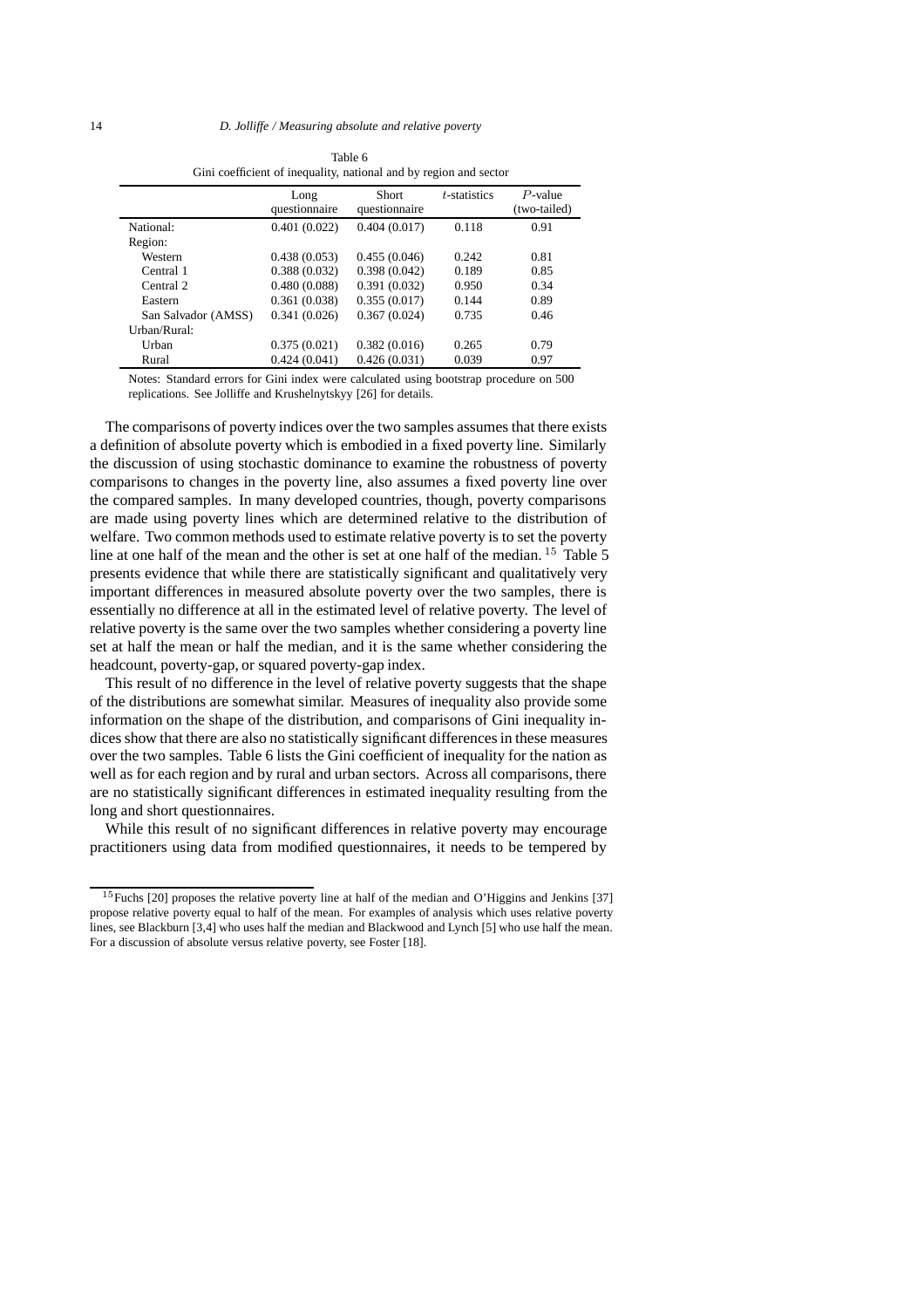Table 6
Gini coefficient of inequality, national and by region and sector

| | Long questionnaire | Short questionnaire | $t$-statistics | $P$-value (two-tailed) |
|---|---|---|---|---|
| National: | 0.401 (0.022) | 0.404 (0.017) | 0.118 | 0.91 |
| Region: | | | | |
| Western | 0.438 (0.053) | 0.455 (0.046) | 0.242 | 0.81 |
| Central 1 | 0.388 (0.032) | 0.398 (0.042) | 0.189 | 0.85 |
| Central 2 | 0.480 (0.088) | 0.391 (0.032) | 0.950 | 0.34 |
| Eastern | 0.361 (0.038) | 0.355 (0.017) | 0.144 | 0.89 |
| San Salvador (AMSS) | 0.341 (0.026) | 0.367 (0.024) | 0.735 | 0.46 |
| Urban/Rural: | | | | |
| Urban | 0.375 (0.021) | 0.382 (0.016) | 0.265 | 0.79 |
| Rural | 0.424 (0.041) | 0.426 (0.031) | 0.039 | 0.97 |

Notes: Standard errors for Gini index were calculated using bootstrap procedure on 500 replications. See Jolliffe and Krushelnytskyy [26] for details.

The comparisons of poverty indices over the two samples assumes that there exists a definition of absolute poverty which is embodied in a fixed poverty line. Similarly the discussion of using stochastic dominance to examine the robustness of poverty comparisons to changes in the poverty line, also assumes a fixed poverty line over the compared samples. In many developed countries, though, poverty comparisons are made using poverty lines which are determined relative to the distribution of welfare. Two common methods used to estimate relative poverty is to set the poverty line at one half of the mean and the other is set at one half of the median. [15] Table 5 presents evidence that while there are statistically significant and qualitatively very important differences in measured absolute poverty over the two samples, there is essentially no difference at all in the estimated level of relative poverty. The level of relative poverty is the same over the two samples whether considering a poverty line set at half the mean or half the median, and it is the same whether considering the headcount, poverty-gap, or squared poverty-gap index.

This result of no difference in the level of relative poverty suggests that the shape of the distributions are somewhat similar. Measures of inequality also provide some information on the shape of the distribution, and comparisons of Gini inequality indices show that there are also no statistically significant differences in these measures over the two samples. Table 6 lists the Gini coefficient of inequality for the nation as well as for each region and by rural and urban sectors. Across all comparisons, there are no statistically significant differences in estimated inequality resulting from the long and short questionnaires.

While this result of no significant differences in relative poverty may encourage practitioners using data from modified questionnaires, it needs to be tempered by

[15] Fuchs [20] proposes the relative poverty line at half of the median and O'Higgins and Jenkins [37] propose relative poverty equal to half of the mean. For examples of analysis which uses relative poverty lines, see Blackburn [3,4] who uses half the median and Blackwood and Lynch [5] who use half the mean. For a discussion of absolute versus relative poverty, see Foster [18].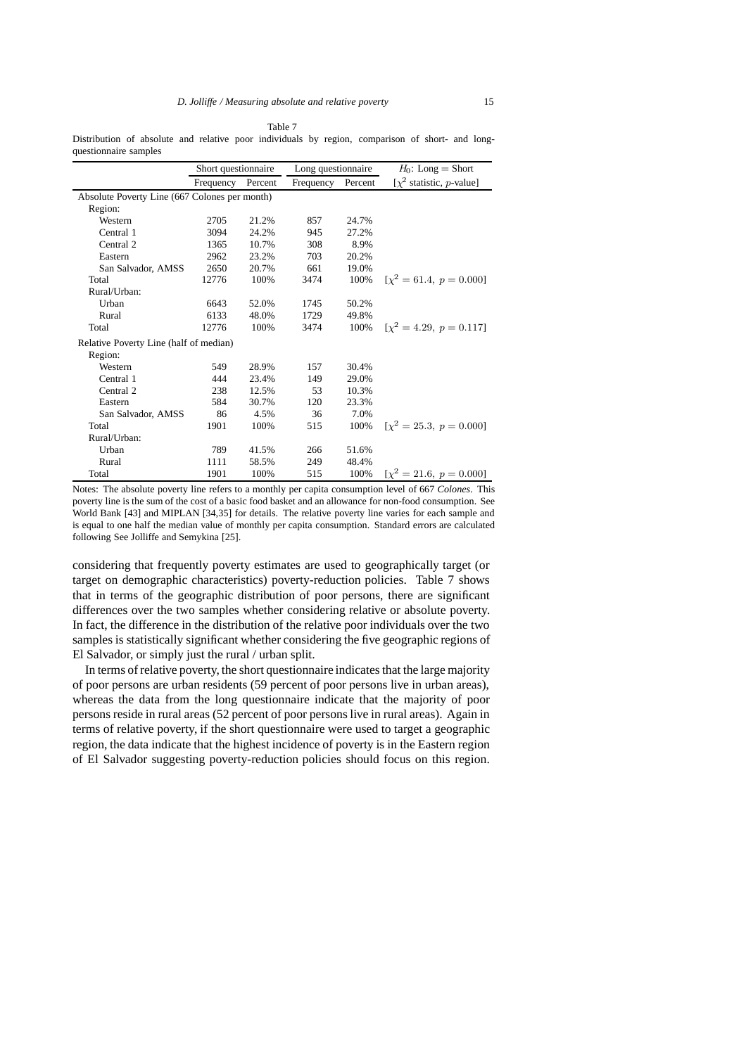Table 7

Distribution of absolute and relative poor individuals by region, comparison of short- and long-questionnaire samples

| | Short questionnaire | | Long questionnaire | | $H_0$: Long = Short |
|---|---|---|---|---|---|
| | Frequency | Percent | Frequency | Percent | [$\chi^2$ statistic, $p$-value] |
| Absolute Poverty Line (667 Colones per month) | | | | | |
| Region: | | | | | |
| Western | 2705 | 21.2% | 857 | 24.7% | |
| Central 1 | 3094 | 24.2% | 945 | 27.2% | |
| Central 2 | 1365 | 10.7% | 308 | 8.9% | |
| Eastern | 2962 | 23.2% | 703 | 20.2% | |
| San Salvador, AMSS | 2650 | 20.7% | 661 | 19.0% | |
| Total | 12776 | 100% | 3474 | 100% | [$\chi^2 = 61.4,\ p = 0.000$] |
| Rural/Urban: | | | | | |
| Urban | 6643 | 52.0% | 1745 | 50.2% | |
| Rural | 6133 | 48.0% | 1729 | 49.8% | |
| Total | 12776 | 100% | 3474 | 100% | [$\chi^2 = 4.29,\ p = 0.117$] |
| Relative Poverty Line (half of median) | | | | | |
| Region: | | | | | |
| Western | 549 | 28.9% | 157 | 30.4% | |
| Central 1 | 444 | 23.4% | 149 | 29.0% | |
| Central 2 | 238 | 12.5% | 53 | 10.3% | |
| Eastern | 584 | 30.7% | 120 | 23.3% | |
| San Salvador, AMSS | 86 | 4.5% | 36 | 7.0% | |
| Total | 1901 | 100% | 515 | 100% | [$\chi^2 = 25.3,\ p = 0.000$] |
| Rural/Urban: | | | | | |
| Urban | 789 | 41.5% | 266 | 51.6% | |
| Rural | 1111 | 58.5% | 249 | 48.4% | |
| Total | 1901 | 100% | 515 | 100% | [$\chi^2 = 21.6,\ p = 0.000$] |

Notes: The absolute poverty line refers to a monthly per capita consumption level of 667 *Colones*. This poverty line is the sum of the cost of a basic food basket and an allowance for non-food consumption. See World Bank [43] and MIPLAN [34,35] for details. The relative poverty line varies for each sample and is equal to one half the median value of monthly per capita consumption. Standard errors are calculated following See Jolliffe and Semykina [25].

considering that frequently poverty estimates are used to geographically target (or target on demographic characteristics) poverty-reduction policies. Table 7 shows that in terms of the geographic distribution of poor persons, there are significant differences over the two samples whether considering relative or absolute poverty. In fact, the difference in the distribution of the relative poor individuals over the two samples is statistically significant whether considering the five geographic regions of El Salvador, or simply just the rural / urban split.

In terms of relative poverty, the short questionnaire indicates that the large majority of poor persons are urban residents (59 percent of poor persons live in urban areas), whereas the data from the long questionnaire indicate that the majority of poor persons reside in rural areas (52 percent of poor persons live in rural areas). Again in terms of relative poverty, if the short questionnaire were used to target a geographic region, the data indicate that the highest incidence of poverty is in the Eastern region of El Salvador suggesting poverty-reduction policies should focus on this region.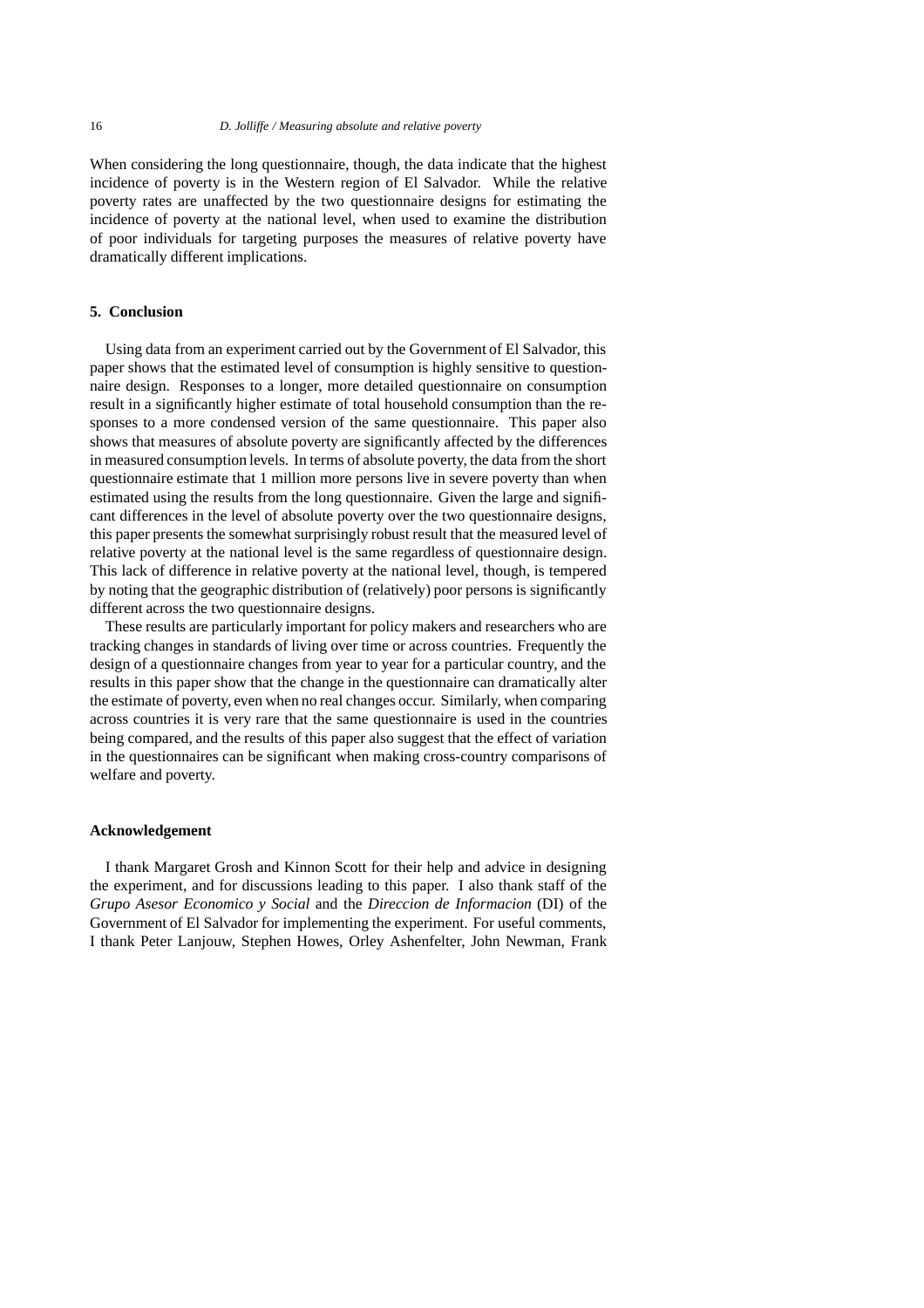When considering the long questionnaire, though, the data indicate that the highest incidence of poverty is in the Western region of El Salvador. While the relative poverty rates are unaffected by the two questionnaire designs for estimating the incidence of poverty at the national level, when used to examine the distribution of poor individuals for targeting purposes the measures of relative poverty have dramatically different implications.

## 5. Conclusion

Using data from an experiment carried out by the Government of El Salvador, this paper shows that the estimated level of consumption is highly sensitive to questionnaire design. Responses to a longer, more detailed questionnaire on consumption result in a significantly higher estimate of total household consumption than the responses to a more condensed version of the same questionnaire. This paper also shows that measures of absolute poverty are significantly affected by the differences in measured consumption levels. In terms of absolute poverty, the data from the short questionnaire estimate that 1 million more persons live in severe poverty than when estimated using the results from the long questionnaire. Given the large and significant differences in the level of absolute poverty over the two questionnaire designs, this paper presents the somewhat surprisingly robust result that the measured level of relative poverty at the national level is the same regardless of questionnaire design. This lack of difference in relative poverty at the national level, though, is tempered by noting that the geographic distribution of (relatively) poor persons is significantly different across the two questionnaire designs.

These results are particularly important for policy makers and researchers who are tracking changes in standards of living over time or across countries. Frequently the design of a questionnaire changes from year to year for a particular country, and the results in this paper show that the change in the questionnaire can dramatically alter the estimate of poverty, even when no real changes occur. Similarly, when comparing across countries it is very rare that the same questionnaire is used in the countries being compared, and the results of this paper also suggest that the effect of variation in the questionnaires can be significant when making cross-country comparisons of welfare and poverty.

## Acknowledgement

I thank Margaret Grosh and Kinnon Scott for their help and advice in designing the experiment, and for discussions leading to this paper. I also thank staff of the *Grupo Asesor Economico y Social* and the *Direccion de Informacion* (DI) of the Government of El Salvador for implementing the experiment. For useful comments, I thank Peter Lanjouw, Stephen Howes, Orley Ashenfelter, John Newman, Frank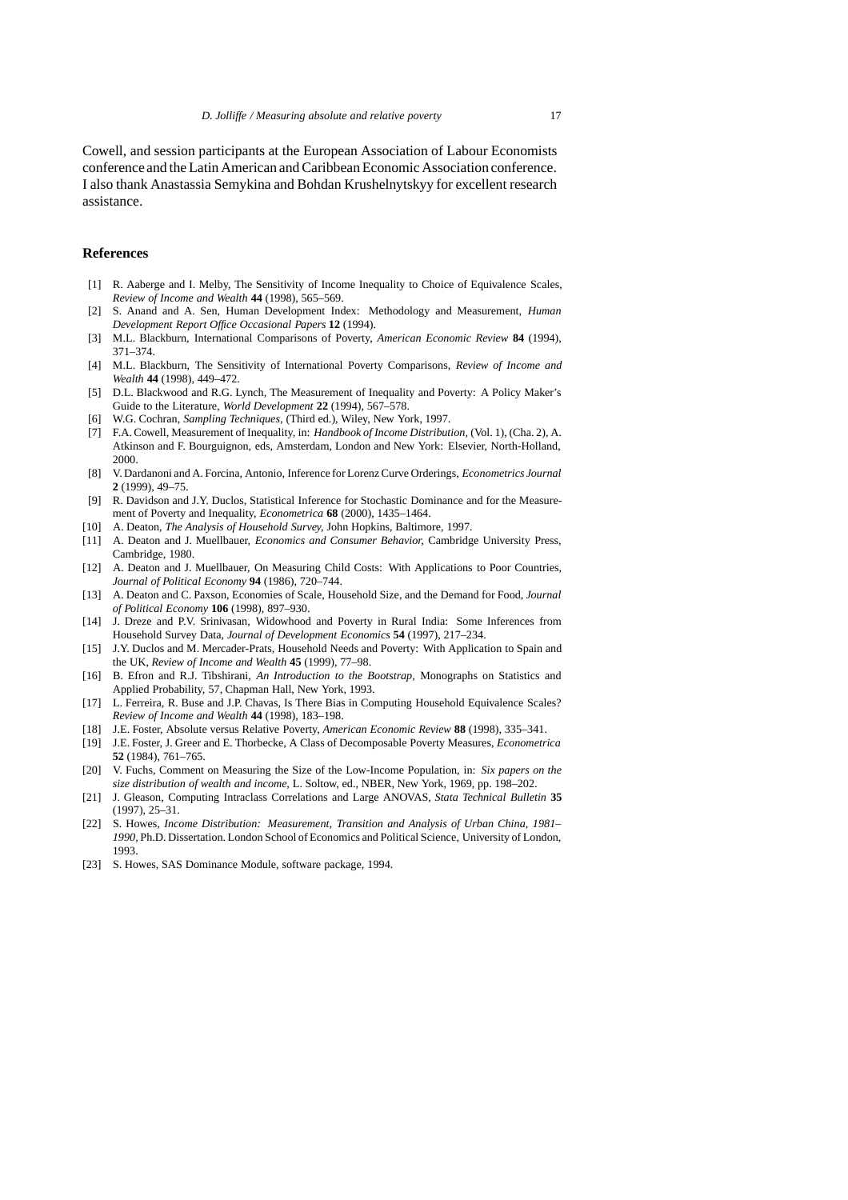Cowell, and session participants at the European Association of Labour Economists conference and the Latin American and Caribbean Economic Association conference. I also thank Anastassia Semykina and Bohdan Krushelnytskyy for excellent research assistance.

## References

[1] R. Aaberge and I. Melby, The Sensitivity of Income Inequality to Choice of Equivalence Scales, *Review of Income and Wealth* **44** (1998), 565–569.

[2] S. Anand and A. Sen, Human Development Index: Methodology and Measurement, *Human Development Report Office Occasional Papers* **12** (1994).

[3] M.L. Blackburn, International Comparisons of Poverty, *American Economic Review* **84** (1994), 371–374.

[4] M.L. Blackburn, The Sensitivity of International Poverty Comparisons, *Review of Income and Wealth* **44** (1998), 449–472.

[5] D.L. Blackwood and R.G. Lynch, The Measurement of Inequality and Poverty: A Policy Maker's Guide to the Literature, *World Development* **22** (1994), 567–578.

[6] W.G. Cochran, *Sampling Techniques*, (Third ed.), Wiley, New York, 1997.

[7] F.A. Cowell, Measurement of Inequality, in: *Handbook of Income Distribution*, (Vol. 1), (Cha. 2), A. Atkinson and F. Bourguignon, eds, Amsterdam, London and New York: Elsevier, North-Holland, 2000.

[8] V. Dardanoni and A. Forcina, Antonio, Inference for Lorenz Curve Orderings, *Econometrics Journal* **2** (1999), 49–75.

[9] R. Davidson and J.Y. Duclos, Statistical Inference for Stochastic Dominance and for the Measurement of Poverty and Inequality, *Econometrica* **68** (2000), 1435–1464.

[10] A. Deaton, *The Analysis of Household Survey*, John Hopkins, Baltimore, 1997.

[11] A. Deaton and J. Muellbauer, *Economics and Consumer Behavior*, Cambridge University Press, Cambridge, 1980.

[12] A. Deaton and J. Muellbauer, On Measuring Child Costs: With Applications to Poor Countries, *Journal of Political Economy* **94** (1986), 720–744.

[13] A. Deaton and C. Paxson, Economies of Scale, Household Size, and the Demand for Food, *Journal of Political Economy* **106** (1998), 897–930.

[14] J. Dreze and P.V. Srinivasan, Widowhood and Poverty in Rural India: Some Inferences from Household Survey Data, *Journal of Development Economics* **54** (1997), 217–234.

[15] J.Y. Duclos and M. Mercader-Prats, Household Needs and Poverty: With Application to Spain and the UK, *Review of Income and Wealth* **45** (1999), 77–98.

[16] B. Efron and R.J. Tibshirani, *An Introduction to the Bootstrap*, Monographs on Statistics and Applied Probability, 57, Chapman Hall, New York, 1993.

[17] L. Ferreira, R. Buse and J.P. Chavas, Is There Bias in Computing Household Equivalence Scales? *Review of Income and Wealth* **44** (1998), 183–198.

[18] J.E. Foster, Absolute versus Relative Poverty, *American Economic Review* **88** (1998), 335–341.

[19] J.E. Foster, J. Greer and E. Thorbecke, A Class of Decomposable Poverty Measures, *Econometrica* **52** (1984), 761–765.

[20] V. Fuchs, Comment on Measuring the Size of the Low-Income Population, in: *Six papers on the size distribution of wealth and income*, L. Soltow, ed., NBER, New York, 1969, pp. 198–202.

[21] J. Gleason, Computing Intraclass Correlations and Large ANOVAS, *Stata Technical Bulletin* **35** (1997), 25–31.

[22] S. Howes, *Income Distribution: Measurement, Transition and Analysis of Urban China, 1981–1990*, Ph.D. Dissertation. London School of Economics and Political Science, University of London, 1993.

[23] S. Howes, SAS Dominance Module, software package, 1994.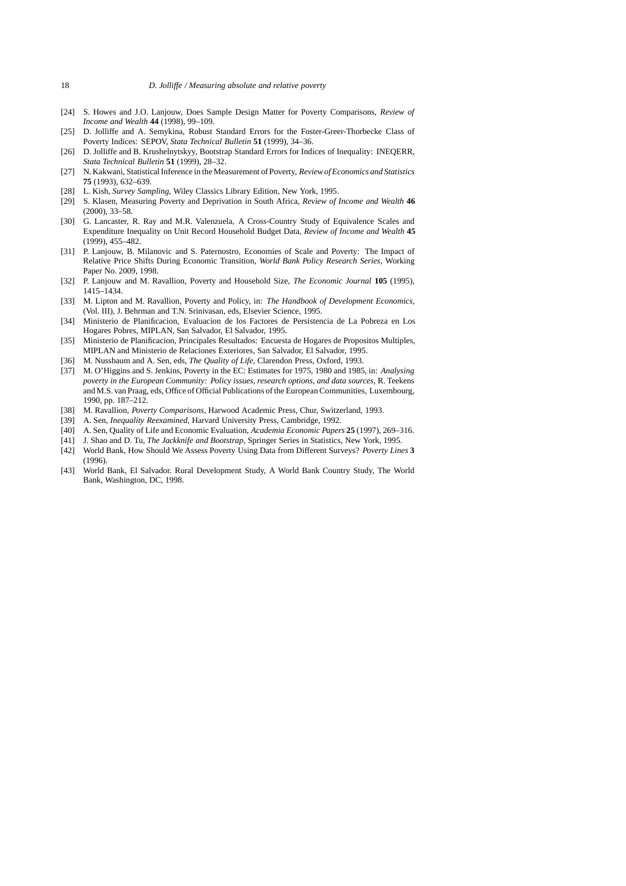[24] S. Howes and J.O. Lanjouw, Does Sample Design Matter for Poverty Comparisons, *Review of Income and Wealth* **44** (1998), 99–109.

[25] D. Jolliffe and A. Semykina, Robust Standard Errors for the Foster-Greer-Thorbecke Class of Poverty Indices: SEPOV, *Stata Technical Bulletin* **51** (1999), 34–36.

[26] D. Jolliffe and B. Krushelnytskyy, Bootstrap Standard Errors for Indices of Inequality: INEQERR, *Stata Technical Bulletin* **51** (1999), 28–32.

[27] N. Kakwani, Statistical Inference in the Measurement of Poverty, *Review of Economics and Statistics* **75** (1993), 632–639.

[28] L. Kish, *Survey Sampling*, Wiley Classics Library Edition, New York, 1995.

[29] S. Klasen, Measuring Poverty and Deprivation in South Africa, *Review of Income and Wealth* **46** (2000), 33–58.

[30] G. Lancaster, R. Ray and M.R. Valenzuela, A Cross-Country Study of Equivalence Scales and Expenditure Inequality on Unit Record Household Budget Data, *Review of Income and Wealth* **45** (1999), 455–482.

[31] P. Lanjouw, B. Milanovic and S. Paternostro, Economies of Scale and Poverty: The Impact of Relative Price Shifts During Economic Transition, *World Bank Policy Research Series*, Working Paper No. 2009, 1998.

[32] P. Lanjouw and M. Ravallion, Poverty and Household Size, *The Economic Journal* **105** (1995), 1415–1434.

[33] M. Lipton and M. Ravallion, Poverty and Policy, in: *The Handbook of Development Economics*, (Vol. III), J. Behrman and T.N. Srinivasan, eds, Elsevier Science, 1995.

[34] Ministerio de Planificacion, Evaluacion de los Factores de Persistencia de La Pobreza en Los Hogares Pobres, MIPLAN, San Salvador, El Salvador, 1995.

[35] Ministerio de Planificacion, Principales Resultados: Encuesta de Hogares de Propositos Multiples, MIPLAN and Ministerio de Relaciones Exteriores, San Salvador, El Salvador, 1995.

[36] M. Nussbaum and A. Sen, eds, *The Quality of Life*, Clarendon Press, Oxford, 1993.

[37] M. O'Higgins and S. Jenkins, Poverty in the EC: Estimates for 1975, 1980 and 1985, in: *Analysing poverty in the European Community: Policy issues, research options, and data sources*, R. Teekens and M.S. van Praag, eds, Office of Official Publications of the European Communities, Luxembourg, 1990, pp. 187–212.

[38] M. Ravallion, *Poverty Comparisons*, Harwood Academic Press, Chur, Switzerland, 1993.

[39] A. Sen, *Inequality Reexamined*, Harvard University Press, Cambridge, 1992.

[40] A. Sen, Quality of Life and Economic Evaluation, *Academia Economic Papers* **25** (1997), 269–316.

[41] J. Shao and D. Tu, *The Jackknife and Bootstrap*, Springer Series in Statistics, New York, 1995.

[42] World Bank, How Should We Assess Poverty Using Data from Different Surveys? *Poverty Lines* **3** (1996).

[43] World Bank, El Salvador. Rural Development Study, A World Bank Country Study, The World Bank, Washington, DC, 1998.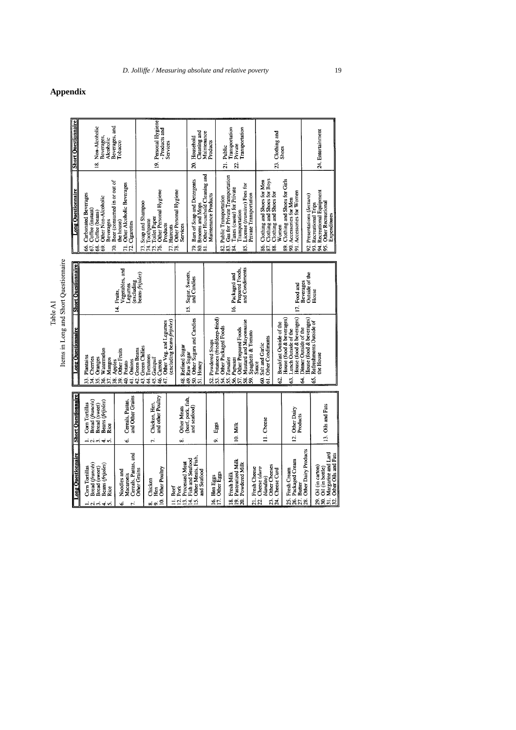## Appendix

Table A1
Items in Long and Short Questionnaire

| Long Questionnaire | Short Questionnaire |
|---|---|
| 1. Corn Tortillas | 1. Corn Tortillas |
| 2. Bread (*francés*) | 2. Bread (*francés*) |
| 3. Bread (sweet) | 3. Bread (sweet) |
| 4. Beans (*frijoles*) | 4. Beans (*frijoles*) |
| 5. Rice | 5. Rice |
| 6. Noodles and Macaronis<br>7. Cereals, Pastas, and Other Grains | 6. Cereals, Pastas, and Other Grains |
| 8. Chicken<br>9. Hen<br>10. Other Poultry | 7. Chicken, Hen, and other Poultry |
| 11. Beef<br>12. Pork<br>13. Processed Meat<br>14. Fish and Seafood<br>15. Other Meats, Fish, and Seafood | 8. Other Meats (beef, pork, fish, and seafood) |
| 16. Hen Eggs<br>17. Other Eggs | 9. Eggs |
| 18. Fresh Milk<br>19. Pasteurized Milk<br>20. Powdered Milk | 10. Milk |
| 21. Fresh Cheese<br>22. Cheese (*duro blandito*)<br>23. Other Cheeses<br>24. Cheese Curd | 11. Cheese |
| 25. Fresh Cream<br>26. Packaged Cream<br>27. Butter<br>28. Other Dairy Products | 12. Other Dairy Products |
| 29. Oil (in carton)<br>30. Oil (in bottle)<br>31. Margarine and Lard<br>32. Other Oils and Fats | 13. Oils and Fats |
| 33. Plantains<br>34. Cherries<br>35. Oranges<br>36. Watermelon<br>37. Mangos<br>38. Apples<br>39. Other Fruits<br>40. Potato<br>41. Onions<br>42. Green Beans<br>43. Green Chilies<br>44. Tomatoes<br>45. *Guisquil*<br>46. Carrots<br>47. Other Veg. and Legumes (excluding beans-*frijoles*) | 14. Fruits, Vegetables, and Legumes (excluding beans-*frijoles*) |
| 48. Refined Sugar<br>49. Raw Sugar<br>50. Other Sugars and Candies<br>51. Honey | 15. Sugar, Sweets, and Candies |
| 52. Powdered Soups<br>53. Potatoes (fried/deep-fried)<br>54. Other Packaged Foods<br>55. *Tamales*<br>56. *Pupusas*<br>57. Other Prepared Foods<br>58. Mustard and Mayonnaise<br>59. Spaghetti & Tomato Sauce<br>60. Salt and Garlic<br>61. Other Condiments | 16. Packaged and Prepared Foods, and Condiments |
| 62. Breakfast Outside of the House (food & beverages)<br>63. Lunch Outside of the House (food & beverages)<br>64. Dinner Outside of the House (food & beverages)<br>65. Refreshments Outside of the House | 17. Food and Beverages Outside of the House |
| 66. Carbonated Beverages<br>67. Coffee (instant)<br>68. Coffee (beans)<br>69. Other Non-Alcoholic Beverages<br>70. Beer (consumed in or out of the house)<br>71. Other Alcoholic Beverages<br>72. Cigarettes | 18. Non-Alcoholic Beverages, Alcoholic Beverages, and Tobacco |
| 73. Soap and Shampoo<br>74. Toothpaste<br>75. Toilet Paper<br>76. Other Personal Hygiene Products<br>77. Haircuts<br>78. Other Personal Hygiene Services | 19. Personal Hygiene - Products and Services |
| 79. Bars of Soap and Detergents<br>80. Brooms and Mops<br>81. Other Household Cleaning and Maintenance Products | 20. Household Cleaning and Maintenance Products |
| 82. Public Transportation<br>83. Gas for Private Transportation<br>84. Taxes (*cuota*) for Private Transportation<br>85. License (*tramites*) Fees for Private Transportation | 21. Public Transportation<br>22. Private Transportation |
| 86. Clothing and Shoes for Men<br>87. Clothing and Shoes for Boys<br>88. Clothing and Shoes for Women<br>89. Clothing and Shoes for Girls<br>90. Accessories for Men<br>91. Accessories for Women | 23. Clothing and Shoes |
| 92. Presentations (*lectura*)<br>93. Recreational Trips<br>94. Recreational Equipment<br>95. Other Recreational Expenditures | 24. Entertainment |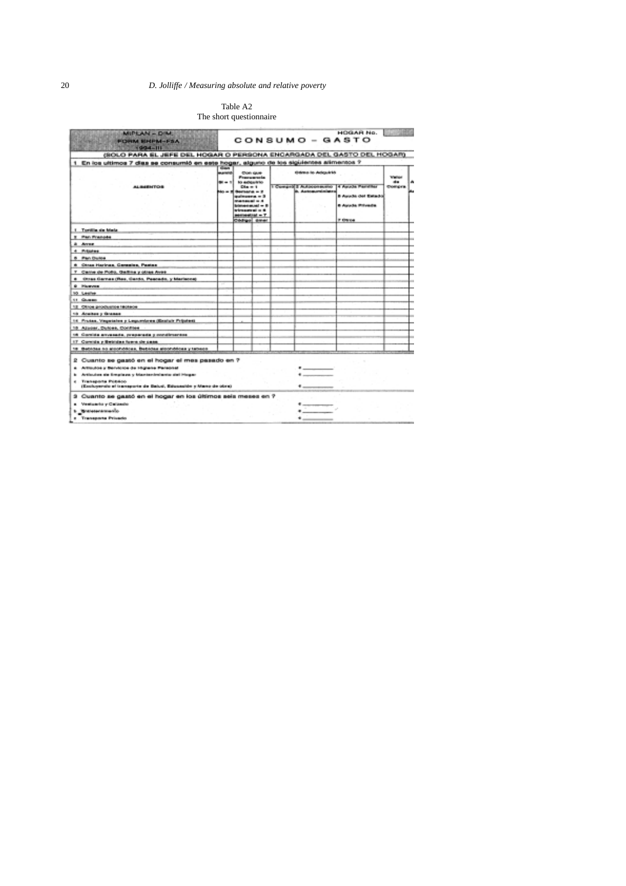Table A2
The short questionnaire

MIPLAN – DIM
FORM EHPM–FSA
1994–III

**CONSUMO – GASTO**

HOGAR No.

(SOLO PARA EL JEFE DEL HOGAR O PERSONA ENCARGADA DEL GASTO DEL HOGAR)

1 En los ultimos 7 dias se consumió en este hogar, alguno de los siguientes alimentos ?

| ALIMENTOS | Consumió Si = 1 No = 2 | Con que Frecuencia lo adquirió Dia = 1 Semana = 2 quincena = 3 mensual = 4 bimensual = 5 trimestral = 6 semestral = 7 Código | Cómo lo Adquirió 1 Compró | 2 Autoconsumo 3 Autosuministro | 4 Ayuda Familiar 5 Ayuda del Estado 6 Ayuda Privada 7 Otros | Valor de Compra |
|---|---|---|---|---|---|---|
| 1 Tortilla de Maiz | | | | | | |
| 2 Pan Frances | | | | | | |
| 3 Arroz | | | | | | |
| 4 Frijoles | | | | | | |
| 5 Pan Dulce | | | | | | |
| 6 Otras Harinas, Cereales, Pastas | | | | | | |
| 7 Carne de Pollo, Gallina y otras Aves | | | | | | |
| 8 Otras Carnes (Res, Cerdo, Pescado, y Mariscos) | | | | | | |
| 9 Huevos | | | | | | |
| 10 Leche | | | | | | |
| 11 Queso | | | | | | |
| 12 Otros productos lácteos | | | | | | |
| 13 Aceites y Grasas | | | | | | |
| 14 Frutas, Vegetales y Legumbres (Excluir Frijoles) | | | | | | |
| 15 Azucar, Dulces, Confites | | | | | | |
| 16 Comida envasada, preparada y condimentos | | | | | | |
| 17 Comida y Bebidas fuera de casa | | | | | | |
| 18 Bebidas no alcohólicas, Bebidas alcohólicas y tabaco | | | | | | |

2 Cuanto se gastó en el hogar el mes pasado en ?

a Artículos y Servicios de Higiene Personal ¢ ________
b Artículos de Limpieza y Mantenimiento del Hogar ¢ ________
c Transporte Público
(Excluyendo el transporte de Salud, Educación y Mano de obra) ¢ ________

3 Cuanto se gastó en el hogar en los últimos seis meses en ?

a Vestuario y Calzado ¢ ________
b Mantenimiento ¢ ________
c Transporte Privado ¢ ________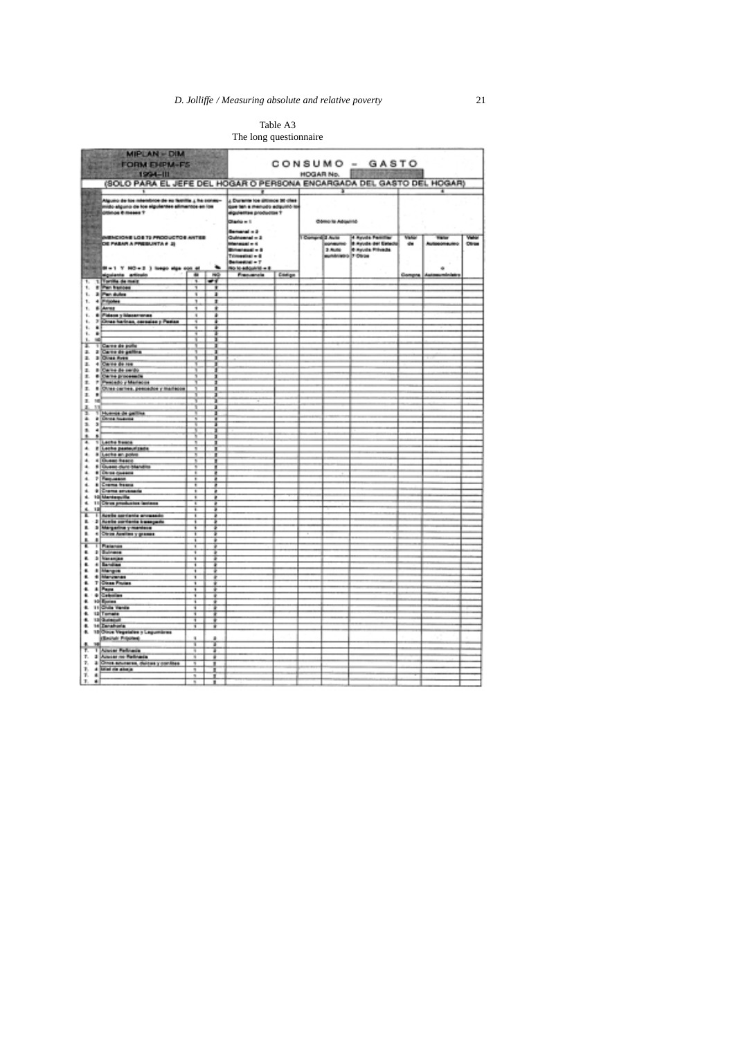Table A3
The long questionnaire

MIPLAN – DIM
FORM EHPM-F5
1994–III

CONSUMO – GASTO
HOGAR No.

(SOLO PARA EL JEFE DEL HOGAR O PERSONA ENCARGADA DEL GASTO DEL HOGAR)

| | 1 | | | 2 | | 3 | | | 4 | | |
|---|---|---|---|---|---|---|---|---|---|---|---|
| | Alguno de los miembros de su familia ¿ha consumido alguno de los siguientes alimentos en los últimos 6 meses? (MENCIONE LOS 72 PRODUCTOS ANTES DE PASAR A PREGUNTA # 2) SI = 1 Y NO = 2 ) luego siga con el siguiente artículo | SI | NO | ¿Durante los últimos 30 días que tan a menudo adquirió los siguientes productos? Diario = 1, Semanal = 2, Quincenal = 3, Mensual = 4, Bimensual = 5, Trimestral = 6, Semestral = 7, No lo adquirió = 8 — Frecuencia | Código | Cómo lo Adquirió: 1 Compra, 2 Auto consumo, 3 Auto suministro | | 4 Ayuda Familiar, 5 Ayuda del Estado, 6 Ayuda Privada, 7 Otros | Valor de Compra | Valor Autoconsumo o Autosuministro | Valor Otros |
| 1. 1 | Tortilla de maíz | 1 | 2 | | | | | | | | |
| 1. 2 | Pan francés | 1 | 2 | | | | | | | | |
| 1. 3 | Pan dulce | 1 | 2 | | | | | | | | |
| 1. 4 | Frijoles | 1 | 2 | | | | | | | | |
| 1. 5 | Arroz | 1 | 2 | | | | | | | | |
| 1. 6 | Fideos y Macarrones | 1 | 2 | | | | | | | | |
| 1. 7 | Otras harinas, cereales y Pastas | 1 | 2 | | | | | | | | |
| 1. 8 | | 1 | 2 | | | | | | | | |
| 1. 9 | | 1 | 2 | | | | | | | | |
| 1. 10 | | 1 | 2 | | | | | | | | |
| 2. 1 | Carne de pollo | 1 | 2 | | | | | | | | |
| 2. 2 | Carne de gallina | 1 | 2 | | | | | | | | |
| 2. 3 | Otras Aves | 1 | 2 | | | | | | | | |
| 2. 4 | Carne de res | 1 | 2 | | | | | | | | |
| 2. 5 | Carne de cerdo | 1 | 2 | | | | | | | | |
| 2. 6 | Carne procesada | 1 | 2 | | | | | | | | |
| 2. 7 | Pescado y Mariscos | 1 | 2 | | | | | | | | |
| 2. 8 | Otras carnes, pescados y mariscos | 1 | 2 | | | | | | | | |
| 2. 9 | | 1 | 2 | | | | | | | | |
| 2. 10 | | 1 | 2 | | | | | | | | |
| 2. 11 | | | | | | | | | | | |
| 3. 1 | Huevos de gallina | 1 | 2 | | | | | | | | |
| 3. 2 | Otros huevos | 1 | 2 | | | | | | | | |
| 3. 3 | | 1 | 2 | | | | | | | | |
| 3. 4 | | 1 | 2 | | | | | | | | |
| 3. 5 | | 1 | 2 | | | | | | | | |
| 4. 1 | Leche fresca | 1 | 2 | | | | | | | | |
| 4. 2 | Leche pasteurizada | 1 | 2 | | | | | | | | |
| 4. 3 | Leche en polvo | 1 | 2 | | | | | | | | |
| 4. 4 | Queso fresco | 1 | 2 | | | | | | | | |
| 4. 5 | Queso duro blandito | 1 | 2 | | | | | | | | |
| 4. 6 | Otros quesos | 1 | 2 | | | | | | | | |
| 4. 7 | Requesón | 1 | 2 | | | | | | | | |
| 4. 8 | Crema fresca | 1 | 2 | | | | | | | | |
| 4. 9 | Crema envasada | 1 | 2 | | | | | | | | |
| 4. 10 | Mantequilla | 1 | 2 | | | | | | | | |
| 4. 11 | Otros productos lácteos | 1 | 2 | | | | | | | | |
| 4. 12 | | 1 | 2 | | | | | | | | |
| 5. 1 | Aceite corriente envasado | 1 | 2 | | | | | | | | |
| 5. 2 | Aceite corriente basegado | 1 | 2 | | | | | | | | |
| 5. 3 | Margarina y manteca | 1 | 2 | | | | | | | | |
| 5. 4 | Otros Aceites y grasas | 1 | 2 | | | | | | | | |
| 5. 5 | | 1 | 2 | | | | | | | | |
| 6. 1 | Plátanos | 1 | 2 | | | | | | | | |
| 6. 2 | Guineos | 1 | 2 | | | | | | | | |
| 6. 3 | Naranjas | 1 | 2 | | | | | | | | |
| 6. 4 | Sandías | 1 | 2 | | | | | | | | |
| 6. 5 | Mangos | 1 | 2 | | | | | | | | |
| 6. 6 | Manzanas | 1 | 2 | | | | | | | | |
| 6. 7 | Otras Frutas | 1 | 2 | | | | | | | | |
| 6. 8 | Papa | 1 | 2 | | | | | | | | |
| 6. 9 | Cebollas | 1 | 2 | | | | | | | | |
| 6. 10 | Ejotes | 1 | 2 | | | | | | | | |
| 6. 11 | Chile Verde | 1 | 2 | | | | | | | | |
| 6. 12 | Tomate | 1 | 2 | | | | | | | | |
| 6. 13 | Güisquil | 1 | 2 | | | | | | | | |
| 6. 14 | Zanahoria | 1 | 2 | | | | | | | | |
| 6. 15 | Otros Vegetales y Legumbres (Excluir Frijoles) | 1 | 2 | | | | | | | | |
| 6. 16 | | 1 | 2 | | | | | | | | |
| 7. 1 | Azúcar Refinada | 1 | 2 | | | | | | | | |
| 7. 2 | Azúcar no Refinada | 1 | 2 | | | | | | | | |
| 7. 3 | Otros azúcares, dulces y confites | 1 | 2 | | | | | | | | |
| 7. 4 | Miel de abeja | 1 | 2 | | | | | | | | |
| 7. 5 | | 1 | 2 | | | | | | | | |
| 7. 6 | | 1 | 2 | | | | | | | | |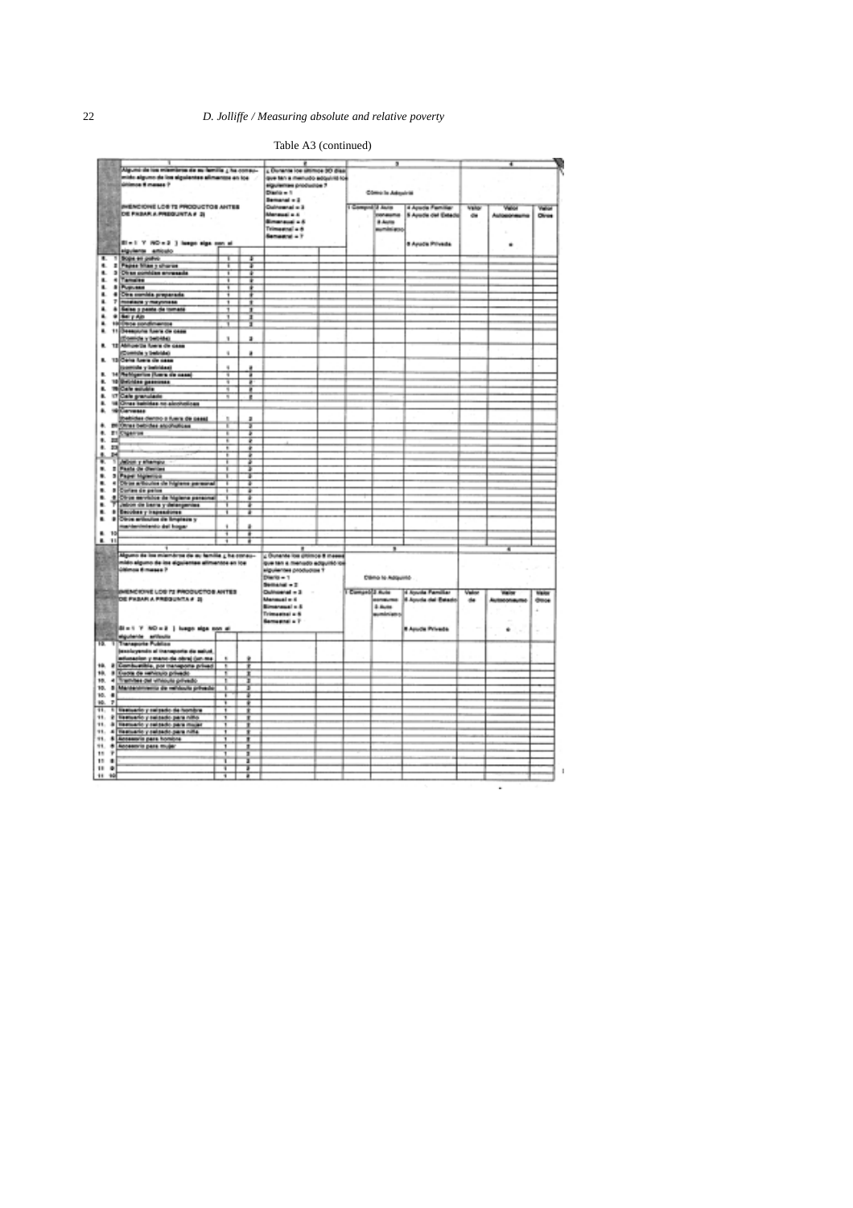Table A3 (continued)

| | 1 | | | 2 | | 3 | | | 4 | | |
|---|---|---|---|---|---|---|---|---|---|---|---|
| | Alguno de los miembros de su familia ¿ ha consumido alguno de los siguientes alimentos en los últimos 6 meses ? MENCIONE LOS 72 PRODUCTOS ANTES DE PASAR A PREGUNTA # 2) SI = 1 Y NO = 2 ) luego siga con el siguiente artículo | | | ¿ Durante los últimos 30 días que tan a menudo adquirió los siguientes productos ? Diario = 1 Semanal = 2 Quincenal = 3 Mensual = 4 Bimensual = 5 Trimestral = 6 Semestral = 7 | | Cómo lo Adquirió | | | | | |
| | | | | | | 1 Compró | 2 Auto consumo 3 Auto suministro | 4 Ayuda Familiar 5 Ayuda del Estado 6 Ayuda Privada | Valor de | Valor Autoconsumo | Valor Otros |
| 8. 1 | Sopa en polvo | 1 | 2 | | | | | | | | |
| 8. 2 | Papas fritas y churros | 1 | 2 | | | | | | | | |
| 8. 3 | Otras comidas envasadas | 1 | 2 | | | | | | | | |
| 8. 4 | Tamales | 1 | 2 | | | | | | | | |
| 8. 5 | Pupusas | 1 | 2 | | | | | | | | |
| 8. 6 | Otra comida preparada | 1 | 2 | | | | | | | | |
| 8. 7 | mostaza y mayonesa | 1 | 2 | | | | | | | | |
| 8. 8 | Salsa y pasta de tomate | 1 | 2 | | | | | | | | |
| 8. 9 | Sal y Ajo | 1 | 2 | | | | | | | | |
| 8. 10 | Otros condimentos | 1 | 2 | | | | | | | | |
| 8. 11 | Desayuno fuera de casa (Comida y bebida) | 1 | 2 | | | | | | | | |
| 8. 12 | Almuerzo fuera de casa (Comida y bebida) | 1 | 2 | | | | | | | | |
| 8. 13 | Cena fuera de casa (comida y bebidas) | 1 | 2 | | | | | | | | |
| 8. 14 | Refrigerios (fuera de casa) | 1 | 2 | | | | | | | | |
| 8. 15 | Bebidas gaseosas | 1 | 2 | | | | | | | | |
| 8. 16 | Café soluble | 1 | 2 | | | | | | | | |
| 8. 17 | Café granulado | 1 | 2 | | | | | | | | |
| 8. 18 | Otras bebidas no alcohólicas | | | | | | | | | | |
| 8. 19 | Cervezas (bebidas dentro o fuera de casa) | 1 | 2 | | | | | | | | |
| 8. 20 | Otras bebidas alcohólicas | 1 | 2 | | | | | | | | |
| 8. 21 | Cigarros | 1 | 2 | | | | | | | | |
| 8. 22 | | 1 | 2 | | | | | | | | |
| 8. 23 | | 1 | 2 | | | | | | | | |
| 8. 24 | | 1 | 2 | | | | | | | | |
| 9. 1 | Jabón y shampoo | 1 | 2 | | | | | | | | |
| 9. 2 | Pasta de dientes | 1 | 2 | | | | | | | | |
| 9. 3 | Papel higiénico | 1 | 2 | | | | | | | | |
| 9. 4 | Otros artículos de higiene personal | 1 | 2 | | | | | | | | |
| 9. 5 | Cortes de pelos | 1 | 2 | | | | | | | | |
| 9. 6 | Otros servicios de higiene personal | 1 | 2 | | | | | | | | |
| 9. 7 | Jabón de barra y detergentes | 1 | 2 | | | | | | | | |
| 9. 8 | Escobas y trapeadores | 1 | 2 | | | | | | | | |
| 9. 9 | Otros artículos de limpieza y mantenimiento del hogar | 1 | 2 | | | | | | | | |
| 9. 10 | | 1 | 2 | | | | | | | | |
| 9. 11 | | 1 | 2 | | | | | | | | |

| | 1 | | | 2 | | 3 | | | 4 | | |
|---|---|---|---|---|---|---|---|---|---|---|---|
| | Alguno de los miembros de su familia ¿ ha consumido alguno de los siguientes alimentos en los últimos 6 meses ? MENCIONE LOS 72 PRODUCTOS ANTES DE PASAR A PREGUNTA # 2) SI = 1 Y NO = 2 ) luego siga con el siguiente artículo | | | ¿ Durante los últimos 6 meses que tan a menudo adquirió los siguientes productos ? Diario = 1 Semanal = 2 Quincenal = 3 Mensual = 4 Bimensual = 5 Trimestral = 6 Semestral = 7 | | Cómo lo Adquirió | | | | | |
| | | | | | | 1 Compró | 2 Auto consumo 3 Auto suministro | 4 Ayuda Familiar 5 Ayuda del Estado 6 Ayuda Privada | Valor de | Valor Autoconsumo | Valor Otros |
| 10. 1 | Transporte Público (excluyendo el transporte de salud, educación y mano de obra) (un mes) | 1 | 2 | | | | | | | | |
| 10. 2 | Combustible, por transporte privado | 1 | 2 | | | | | | | | |
| 10. 3 | Cuota de vehículo privado | 1 | 2 | | | | | | | | |
| 10. 4 | Trámites del vehículo privado | 1 | 2 | | | | | | | | |
| 10. 5 | Mantenimiento de vehículo privado | 1 | 2 | | | | | | | | |
| 10. 6 | | 1 | 2 | | | | | | | | |
| 10. 7 | | 1 | 2 | | | | | | | | |
| 11. 1 | Vestuario y calzado de hombre | 1 | 2 | | | | | | | | |
| 11. 2 | Vestuario y calzado para niño | 1 | 2 | | | | | | | | |
| 11. 3 | Vestuario y calzado para mujer | 1 | 2 | | | | | | | | |
| 11. 4 | Vestuario y calzado para niña | 1 | 2 | | | | | | | | |
| 11. 5 | Accesorio para hombre | 1 | 2 | | | | | | | | |
| 11. 6 | Accesorio para mujer | 1 | 2 | | | | | | | | |
| 11. 7 | | 1 | 2 | | | | | | | | |
| 11. 8 | | 1 | 2 | | | | | | | | |
| 11. 9 | | 1 | 2 | | | | | | | | |
| 11. 10 | | 1 | 2 | | | | | | | | |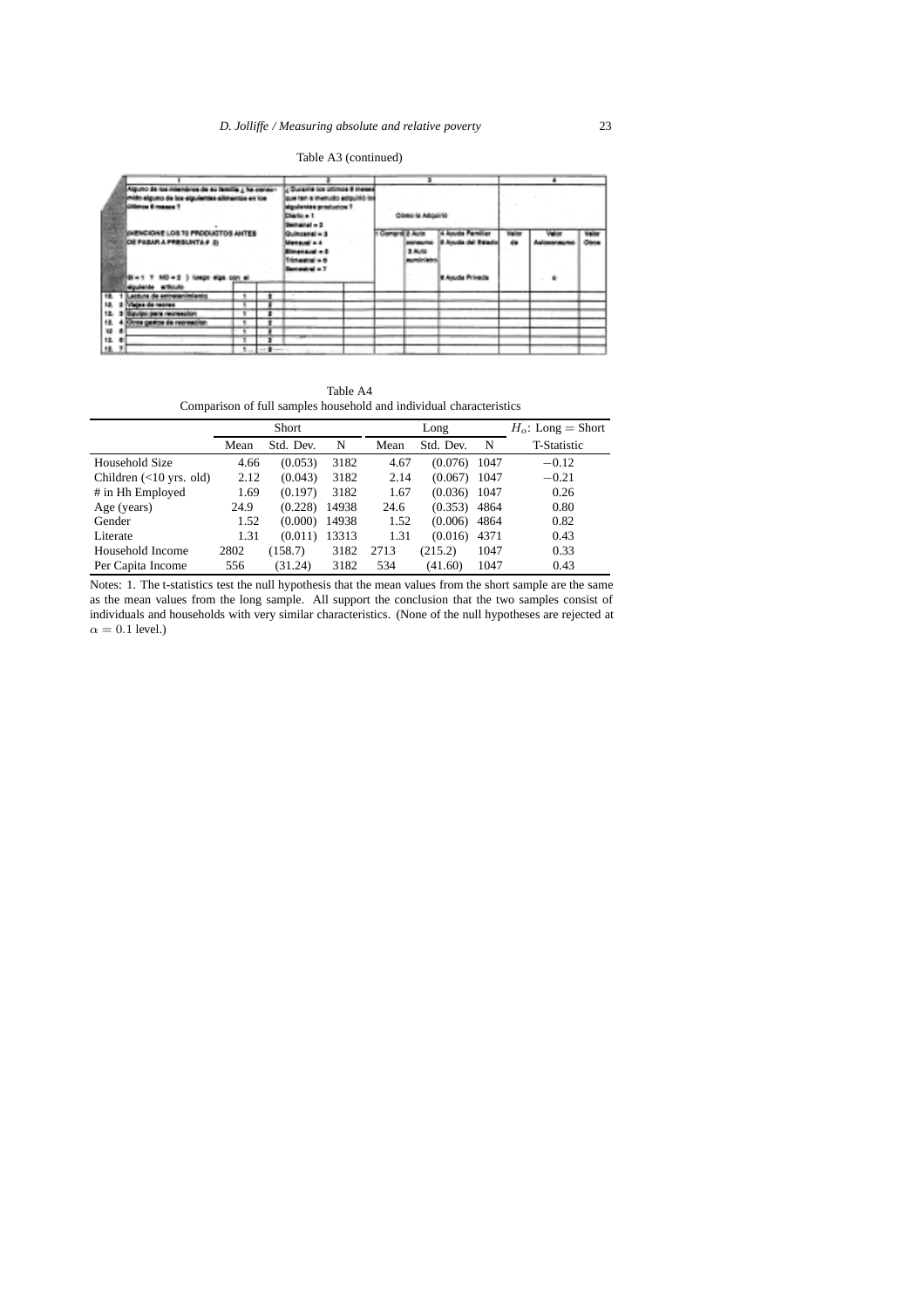Table A3 (continued)

| 1 | | | 2 | | 3 | | | 4 | | |
|---|---|---|---|---|---|---|---|---|---|---|
| Alguno de los miembros de su familia ¿ ha consumido alguno de los siguientes alimentos en los últimos 6 meses ? (MENCIONE LOS 72 PRODUCTOS ANTES DE PASAR A PREGUNTA # 2) (SI = 1 Y NO = 2 ) luego siga con el siguiente artículo | | | ¿ Durante los últimos 6 meses que tan a menudo adquirió los siguientes productos ? Diario = 1 Semanal = 2 Quincenal = 3 Mensual = 4 Bimensual = 5 Trimestral = 6 Semestral = 7 | | Cómo lo Adquirió | | | | | |
| | | | | | 1 Compró | 2 Auto consumo 3 Auto suministro | 4 Ayuda Familiar 5 Ayuda del Estado 6 Ayuda Privada | Valor de | Valor Autoconsumo | Valor Otros |
| 12. 1 Lectura de entretenimiento | 1 | 2 | | | | | | | | |
| 12. 2 Viajes de recreo | 1 | 2 | | | | | | | | |
| 12. 3 Equipo para recreación | 1 | 2 | | | | | | | | |
| 12. 4 Otros gastos de recreación | 1 | 2 | | | | | | | | |
| 12. 5 | 1 | 2 | | | | | | | | |
| 12. 6 | 1 | 2 | | | | | | | | |
| 12. 7 | 1 | 2 | | | | | | | | |

Table A4
Comparison of full samples household and individual characteristics

| | Short | | | Long | | | $H_o$: Long = Short |
|---|---|---|---|---|---|---|---|
| | Mean | Std. Dev. | N | Mean | Std. Dev. | N | T-Statistic |
| Household Size | 4.66 | (0.053) | 3182 | 4.67 | (0.076) | 1047 | −0.12 |
| Children (<10 yrs. old) | 2.12 | (0.043) | 3182 | 2.14 | (0.067) | 1047 | −0.21 |
| # in Hh Employed | 1.69 | (0.197) | 3182 | 1.67 | (0.036) | 1047 | 0.26 |
| Age (years) | 24.9 | (0.228) | 14938 | 24.6 | (0.353) | 4864 | 0.80 |
| Gender | 1.52 | (0.000) | 14938 | 1.52 | (0.006) | 4864 | 0.82 |
| Literate | 1.31 | (0.011) | 13313 | 1.31 | (0.016) | 4371 | 0.43 |
| Household Income | 2802 | (158.7) | 3182 | 2713 | (215.2) | 1047 | 0.33 |
| Per Capita Income | 556 | (31.24) | 3182 | 534 | (41.60) | 1047 | 0.43 |

Notes: 1. The t-statistics test the null hypothesis that the mean values from the short sample are the same as the mean values from the long sample. All support the conclusion that the two samples consist of individuals and households with very similar characteristics. (None of the null hypotheses are rejected at $\alpha = 0.1$ level.)